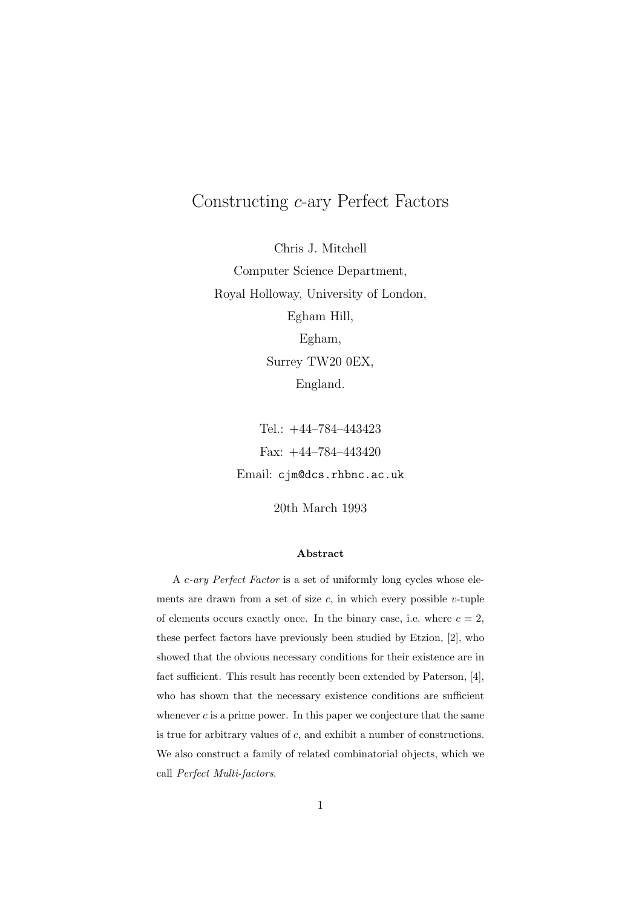# Constructing $c$-ary Perfect Factors

Chris J. Mitchell

Computer Science Department,

Royal Holloway, University of London,

Egham Hill,

Egham,

Surrey TW20 0EX,

England.

Tel.: +44–784–443423

Fax: +44–784–443420

Email: `cjm@dcs.rhbnc.ac.uk`

20th March 1993

### Abstract

A *c-ary Perfect Factor* is a set of uniformly long cycles whose elements are drawn from a set of size $c$, in which every possible $v$-tuple of elements occurs exactly once. In the binary case, i.e. where $c = 2$, these perfect factors have previously been studied by Etzion, [2], who showed that the obvious necessary conditions for their existence are in fact sufficient. This result has recently been extended by Paterson, [4], who has shown that the necessary existence conditions are sufficient whenever $c$ is a prime power. In this paper we conjecture that the same is true for arbitrary values of $c$, and exhibit a number of constructions. We also construct a family of related combinatorial objects, which we call *Perfect Multi-factors*.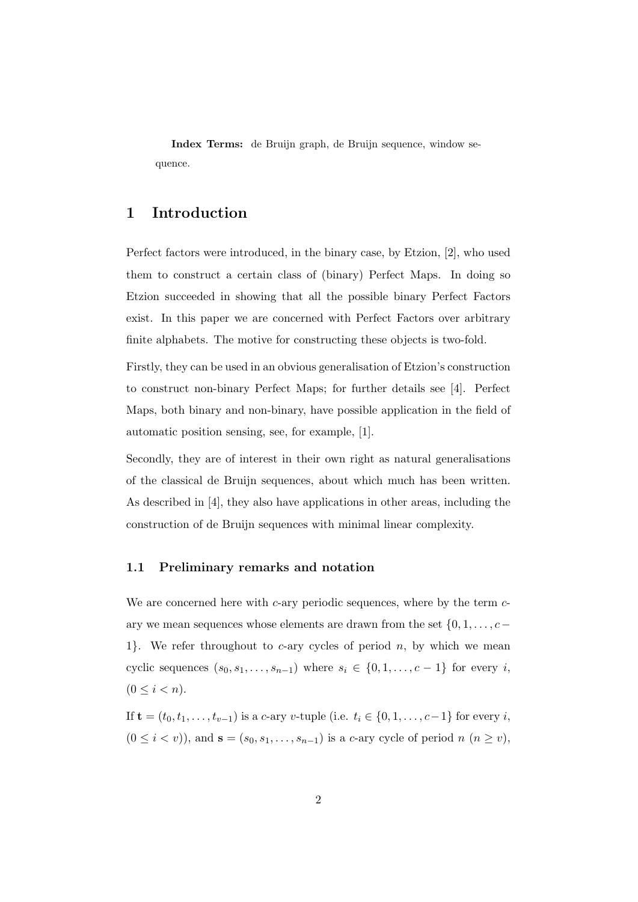**Index Terms:** de Bruijn graph, de Bruijn sequence, window sequence.

# 1 Introduction

Perfect factors were introduced, in the binary case, by Etzion, [2], who used them to construct a certain class of (binary) Perfect Maps. In doing so Etzion succeeded in showing that all the possible binary Perfect Factors exist. In this paper we are concerned with Perfect Factors over arbitrary finite alphabets. The motive for constructing these objects is two-fold.

Firstly, they can be used in an obvious generalisation of Etzion's construction to construct non-binary Perfect Maps; for further details see [4]. Perfect Maps, both binary and non-binary, have possible application in the field of automatic position sensing, see, for example, [1].

Secondly, they are of interest in their own right as natural generalisations of the classical de Bruijn sequences, about which much has been written. As described in [4], they also have applications in other areas, including the construction of de Bruijn sequences with minimal linear complexity.

## 1.1 Preliminary remarks and notation

We are concerned here with $c$-ary periodic sequences, where by the term $c$-ary we mean sequences whose elements are drawn from the set $\{0, 1, \ldots, c-1\}$. We refer throughout to $c$-ary cycles of period $n$, by which we mean cyclic sequences $(s_0, s_1, \ldots, s_{n-1})$ where $s_i \in \{0, 1, \ldots, c-1\}$ for every $i$, $(0 \leq i < n)$.

If $\mathbf{t} = (t_0, t_1, \ldots, t_{v-1})$ is a $c$-ary $v$-tuple (i.e. $t_i \in \{0, 1, \ldots, c-1\}$ for every $i$, $(0 \leq i < v)$), and $\mathbf{s} = (s_0, s_1, \ldots, s_{n-1})$ is a $c$-ary cycle of period $n$ $(n \geq v)$,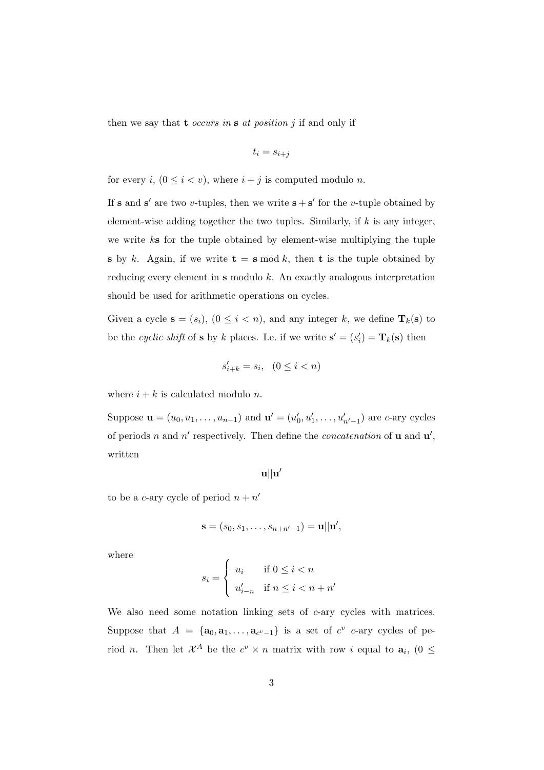then we say that $\mathbf{t}$ *occurs in* $\mathbf{s}$ *at position* $j$ if and only if

$$t_i = s_{i+j}$$

for every $i$, $(0 \leq i < v)$, where $i + j$ is computed modulo $n$.

If $\mathbf{s}$ and $\mathbf{s}'$ are two $v$-tuples, then we write $\mathbf{s} + \mathbf{s}'$ for the $v$-tuple obtained by element-wise adding together the two tuples. Similarly, if $k$ is any integer, we write $k\mathbf{s}$ for the tuple obtained by element-wise multiplying the tuple $\mathbf{s}$ by $k$. Again, if we write $\mathbf{t} = \mathbf{s} \bmod k$, then $\mathbf{t}$ is the tuple obtained by reducing every element in $\mathbf{s}$ modulo $k$. An exactly analogous interpretation should be used for arithmetic operations on cycles.

Given a cycle $\mathbf{s} = (s_i)$, $(0 \leq i < n)$, and any integer $k$, we define $\mathbf{T}_k(\mathbf{s})$ to be the *cyclic shift* of $\mathbf{s}$ by $k$ places. I.e. if we write $\mathbf{s}' = (s'_i) = \mathbf{T}_k(\mathbf{s})$ then

$$s'_{i+k} = s_i, \quad (0 \leq i < n)$$

where $i + k$ is calculated modulo $n$.

Suppose $\mathbf{u} = (u_0, u_1, \ldots, u_{n-1})$ and $\mathbf{u}' = (u'_0, u'_1, \ldots, u'_{n'-1})$ are $c$-ary cycles of periods $n$ and $n'$ respectively. Then define the *concatenation* of $\mathbf{u}$ and $\mathbf{u}'$, written

$$\mathbf{u}||\mathbf{u}'$$

to be a $c$-ary cycle of period $n + n'$

$$\mathbf{s} = (s_0, s_1, \ldots, s_{n+n'-1}) = \mathbf{u}||\mathbf{u}',$$

where

$$s_i = \begin{cases} u_i & \text{if } 0 \leq i < n \\ u'_{i-n} & \text{if } n \leq i < n + n' \end{cases}$$

We also need some notation linking sets of $c$-ary cycles with matrices. Suppose that $A = \{\mathbf{a}_0, \mathbf{a}_1, \ldots, \mathbf{a}_{c^v-1}\}$ is a set of $c^v$ $c$-ary cycles of period $n$. Then let $\mathcal{X}^A$ be the $c^v \times n$ matrix with row $i$ equal to $\mathbf{a}_i$, $(0 \leq$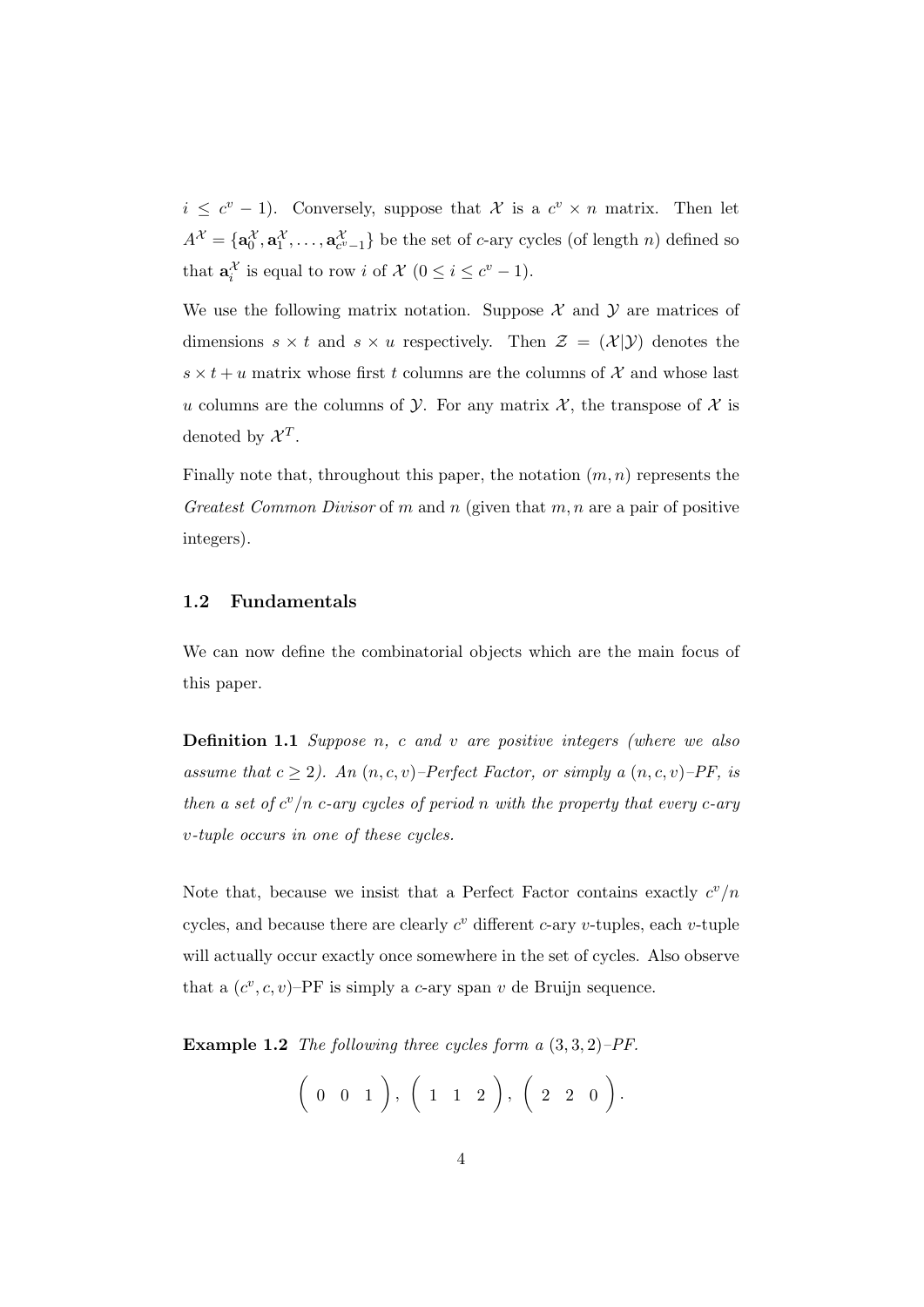$i \leq c^v - 1$). Conversely, suppose that $\mathcal{X}$ is a $c^v \times n$ matrix. Then let $A^{\mathcal{X}} = \{\mathbf{a}_0^{\mathcal{X}}, \mathbf{a}_1^{\mathcal{X}}, \ldots, \mathbf{a}_{c^v-1}^{\mathcal{X}}\}$ be the set of $c$-ary cycles (of length $n$) defined so that $\mathbf{a}_i^{\mathcal{X}}$ is equal to row $i$ of $\mathcal{X}$ ($0 \leq i \leq c^v - 1$).

We use the following matrix notation. Suppose $\mathcal{X}$ and $\mathcal{Y}$ are matrices of dimensions $s \times t$ and $s \times u$ respectively. Then $\mathcal{Z} = (\mathcal{X}|\mathcal{Y})$ denotes the $s \times t + u$ matrix whose first $t$ columns are the columns of $\mathcal{X}$ and whose last $u$ columns are the columns of $\mathcal{Y}$. For any matrix $\mathcal{X}$, the transpose of $\mathcal{X}$ is denoted by $\mathcal{X}^T$.

Finally note that, throughout this paper, the notation $(m, n)$ represents the *Greatest Common Divisor* of $m$ and $n$ (given that $m, n$ are a pair of positive integers).

### 1.2 Fundamentals

We can now define the combinatorial objects which are the main focus of this paper.

**Definition 1.1** *Suppose $n$, $c$ and $v$ are positive integers (where we also assume that $c \geq 2$). An $(n, c, v)$–Perfect Factor, or simply a $(n, c, v)$–PF, is then a set of $c^v/n$ $c$-ary cycles of period $n$ with the property that every $c$-ary $v$-tuple occurs in one of these cycles.*

Note that, because we insist that a Perfect Factor contains exactly $c^v/n$ cycles, and because there are clearly $c^v$ different $c$-ary $v$-tuples, each $v$-tuple will actually occur exactly once somewhere in the set of cycles. Also observe that a $(c^v, c, v)$–PF is simply a $c$-ary span $v$ de Bruijn sequence.

**Example 1.2** *The following three cycles form a $(3, 3, 2)$–PF.*

$$\left( \begin{array}{ccc} 0 & 0 & 1 \end{array} \right), \ \left( \begin{array}{ccc} 1 & 1 & 2 \end{array} \right), \ \left( \begin{array}{ccc} 2 & 2 & 0 \end{array} \right).$$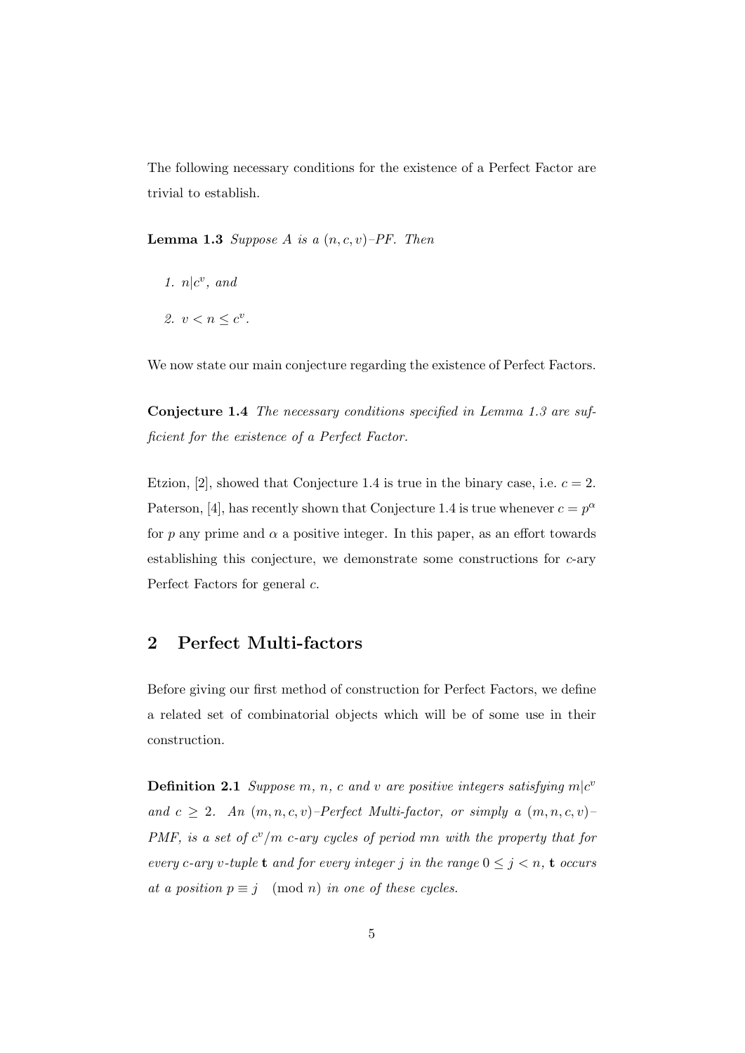The following necessary conditions for the existence of a Perfect Factor are trivial to establish.

**Lemma 1.3** *Suppose $A$ is a $(n, c, v)$–PF. Then*

1. *$n | c^v$, and*
2. *$v < n \leq c^v$.*

We now state our main conjecture regarding the existence of Perfect Factors.

**Conjecture 1.4** *The necessary conditions specified in Lemma 1.3 are sufficient for the existence of a Perfect Factor.*

Etzion, [2], showed that Conjecture 1.4 is true in the binary case, i.e. $c = 2$. Paterson, [4], has recently shown that Conjecture 1.4 is true whenever $c = p^\alpha$ for $p$ any prime and $\alpha$ a positive integer. In this paper, as an effort towards establishing this conjecture, we demonstrate some constructions for $c$-ary Perfect Factors for general $c$.

## 2 Perfect Multi-factors

Before giving our first method of construction for Perfect Factors, we define a related set of combinatorial objects which will be of some use in their construction.

**Definition 2.1** *Suppose $m$, $n$, $c$ and $v$ are positive integers satisfying $m | c^v$ and $c \geq 2$. An $(m, n, c, v)$–Perfect Multi-factor, or simply a $(m, n, c, v)$–PMF, is a set of $c^v/m$ $c$-ary cycles of period $mn$ with the property that for every $c$-ary $v$-tuple $\mathbf{t}$ and for every integer $j$ in the range $0 \leq j < n$, $\mathbf{t}$ occurs at a position $p \equiv j \pmod{n}$ in one of these cycles.*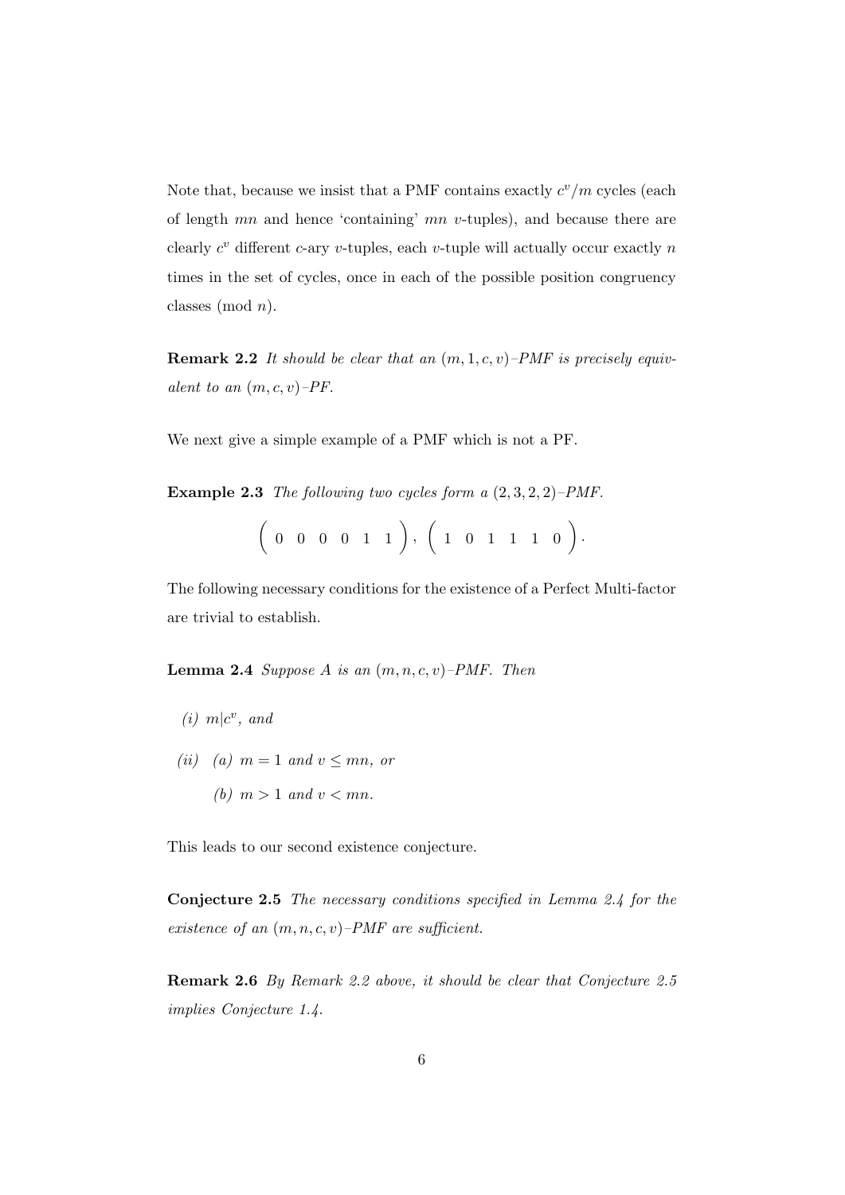Note that, because we insist that a PMF contains exactly $c^v/m$ cycles (each of length $mn$ and hence 'containing' $mn$ $v$-tuples), and because there are clearly $c^v$ different $c$-ary $v$-tuples, each $v$-tuple will actually occur exactly $n$ times in the set of cycles, once in each of the possible position congruency classes (mod $n$).

**Remark 2.2** *It should be clear that an $(m, 1, c, v)$–PMF is precisely equivalent to an $(m, c, v)$–PF.*

We next give a simple example of a PMF which is not a PF.

**Example 2.3** *The following two cycles form a $(2, 3, 2, 2)$–PMF.*

$$\left(\begin{array}{cccccc} 0 & 0 & 0 & 0 & 1 & 1 \end{array}\right), \left(\begin{array}{cccccc} 1 & 0 & 1 & 1 & 1 & 0 \end{array}\right).$$

The following necessary conditions for the existence of a Perfect Multi-factor are trivial to establish.

**Lemma 2.4** *Suppose $A$ is an $(m, n, c, v)$–PMF. Then*

*(i)* $m|c^v$, *and*

*(ii)* *(a)* $m = 1$ *and* $v \leq mn$, *or*

*(b)* $m > 1$ *and* $v < mn$.

This leads to our second existence conjecture.

**Conjecture 2.5** *The necessary conditions specified in Lemma 2.4 for the existence of an $(m, n, c, v)$–PMF are sufficient.*

**Remark 2.6** *By Remark 2.2 above, it should be clear that Conjecture 2.5 implies Conjecture 1.4.*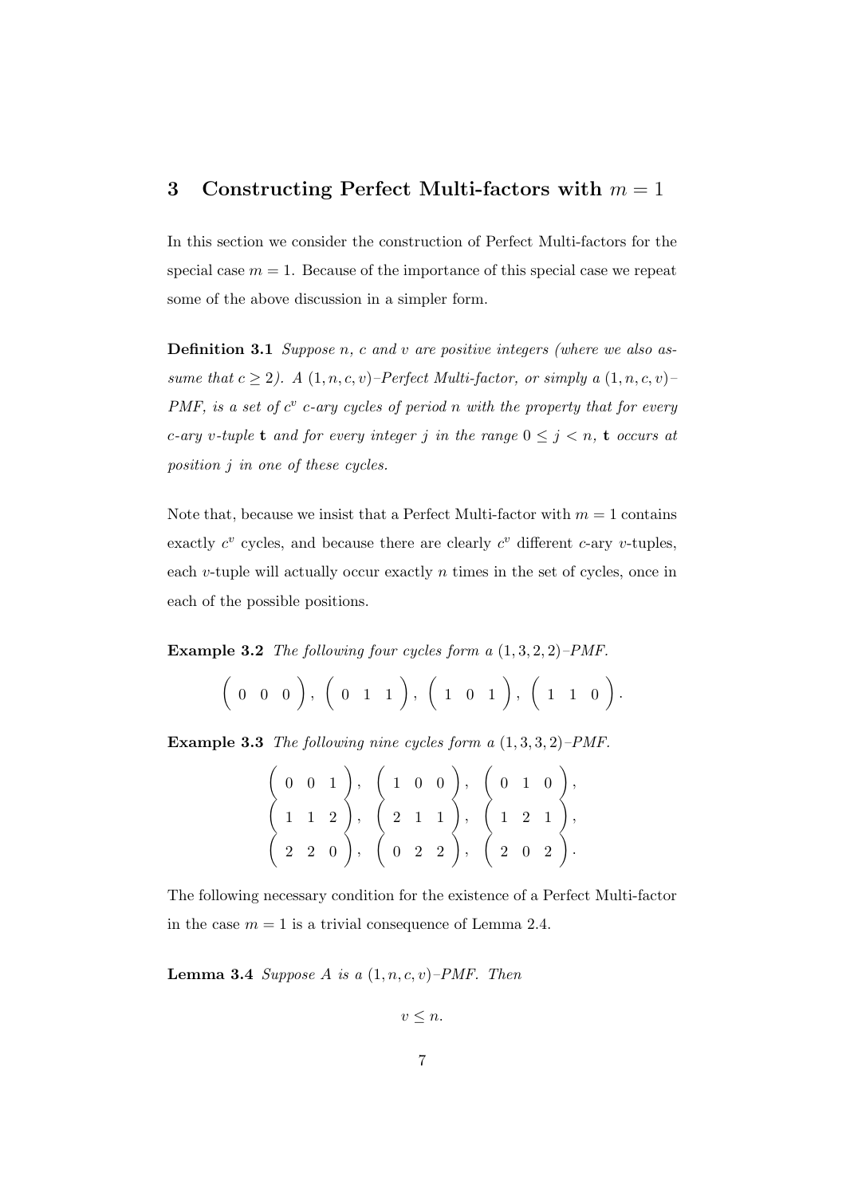## 3 Constructing Perfect Multi-factors with $m = 1$

In this section we consider the construction of Perfect Multi-factors for the special case $m = 1$. Because of the importance of this special case we repeat some of the above discussion in a simpler form.

**Definition 3.1** *Suppose $n$, $c$ and $v$ are positive integers (where we also assume that $c \geq 2$). A $(1, n, c, v)$–Perfect Multi-factor, or simply a $(1, n, c, v)$–PMF, is a set of $c^v$ $c$-ary cycles of period $n$ with the property that for every $c$-ary $v$-tuple $\mathbf{t}$ and for every integer $j$ in the range $0 \leq j < n$, $\mathbf{t}$ occurs at position $j$ in one of these cycles.*

Note that, because we insist that a Perfect Multi-factor with $m = 1$ contains exactly $c^v$ cycles, and because there are clearly $c^v$ different $c$-ary $v$-tuples, each $v$-tuple will actually occur exactly $n$ times in the set of cycles, once in each of the possible positions.

**Example 3.2** *The following four cycles form a $(1, 3, 2, 2)$–PMF.*

$$\begin{pmatrix} 0 & 0 & 0 \end{pmatrix}, \begin{pmatrix} 0 & 1 & 1 \end{pmatrix}, \begin{pmatrix} 1 & 0 & 1 \end{pmatrix}, \begin{pmatrix} 1 & 1 & 0 \end{pmatrix}.$$

**Example 3.3** *The following nine cycles form a $(1, 3, 3, 2)$–PMF.*

$$\begin{array}{ccc} \begin{pmatrix} 0 & 0 & 1 \end{pmatrix}, & \begin{pmatrix} 1 & 0 & 0 \end{pmatrix}, & \begin{pmatrix} 0 & 1 & 0 \end{pmatrix}, \\ \begin{pmatrix} 1 & 1 & 2 \end{pmatrix}, & \begin{pmatrix} 2 & 1 & 1 \end{pmatrix}, & \begin{pmatrix} 1 & 2 & 1 \end{pmatrix}, \\ \begin{pmatrix} 2 & 2 & 0 \end{pmatrix}, & \begin{pmatrix} 0 & 2 & 2 \end{pmatrix}, & \begin{pmatrix} 2 & 0 & 2 \end{pmatrix}. \end{array}$$

The following necessary condition for the existence of a Perfect Multi-factor in the case $m = 1$ is a trivial consequence of Lemma 2.4.

**Lemma 3.4** *Suppose $A$ is a $(1, n, c, v)$–PMF. Then*

$$v \leq n.$$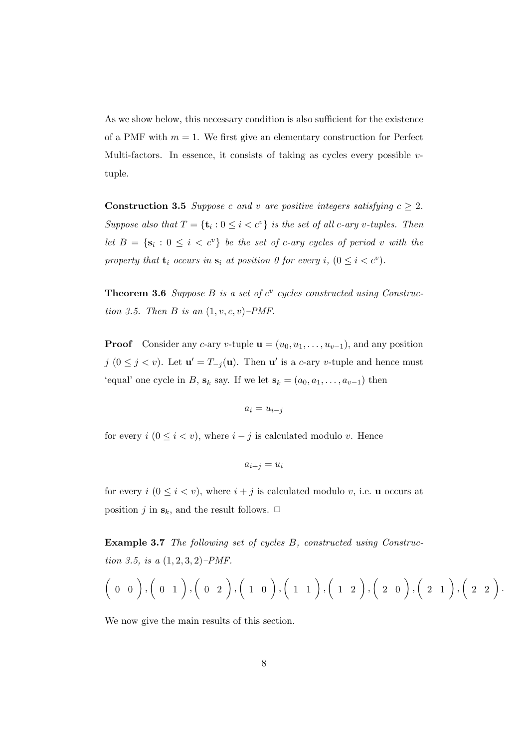As we show below, this necessary condition is also sufficient for the existence of a PMF with $m = 1$. We first give an elementary construction for Perfect Multi-factors. In essence, it consists of taking as cycles every possible $v$-tuple.

**Construction 3.5** *Suppose $c$ and $v$ are positive integers satisfying $c \geq 2$. Suppose also that $T = \{\mathbf{t}_i : 0 \leq i < c^v\}$ is the set of all $c$-ary $v$-tuples. Then let $B = \{\mathbf{s}_i : 0 \leq i < c^v\}$ be the set of $c$-ary cycles of period $v$ with the property that $\mathbf{t}_i$ occurs in $\mathbf{s}_i$ at position 0 for every $i$, $(0 \leq i < c^v)$.*

**Theorem 3.6** *Suppose $B$ is a set of $c^v$ cycles constructed using Construction 3.5. Then $B$ is an $(1, v, c, v)$–PMF.*

**Proof** Consider any $c$-ary $v$-tuple $\mathbf{u} = (u_0, u_1, \ldots, u_{v-1})$, and any position $j$ $(0 \leq j < v)$. Let $\mathbf{u}' = T_{-j}(\mathbf{u})$. Then $\mathbf{u}'$ is a $c$-ary $v$-tuple and hence must 'equal' one cycle in $B$, $\mathbf{s}_k$ say. If we let $\mathbf{s}_k = (a_0, a_1, \ldots, a_{v-1})$ then

$$a_i = u_{i-j}$$

for every $i$ $(0 \leq i < v)$, where $i - j$ is calculated modulo $v$. Hence

$$a_{i+j} = u_i$$

for every $i$ $(0 \leq i < v)$, where $i + j$ is calculated modulo $v$, i.e. $\mathbf{u}$ occurs at position $j$ in $\mathbf{s}_k$, and the result follows. $\Box$

**Example 3.7** *The following set of cycles $B$, constructed using Construction 3.5, is a $(1, 2, 3, 2)$–PMF.*

$$\begin{pmatrix} 0 & 0 \end{pmatrix}, \begin{pmatrix} 0 & 1 \end{pmatrix}, \begin{pmatrix} 0 & 2 \end{pmatrix}, \begin{pmatrix} 1 & 0 \end{pmatrix}, \begin{pmatrix} 1 & 1 \end{pmatrix}, \begin{pmatrix} 1 & 2 \end{pmatrix}, \begin{pmatrix} 2 & 0 \end{pmatrix}, \begin{pmatrix} 2 & 1 \end{pmatrix}, \begin{pmatrix} 2 & 2 \end{pmatrix}.$$

We now give the main results of this section.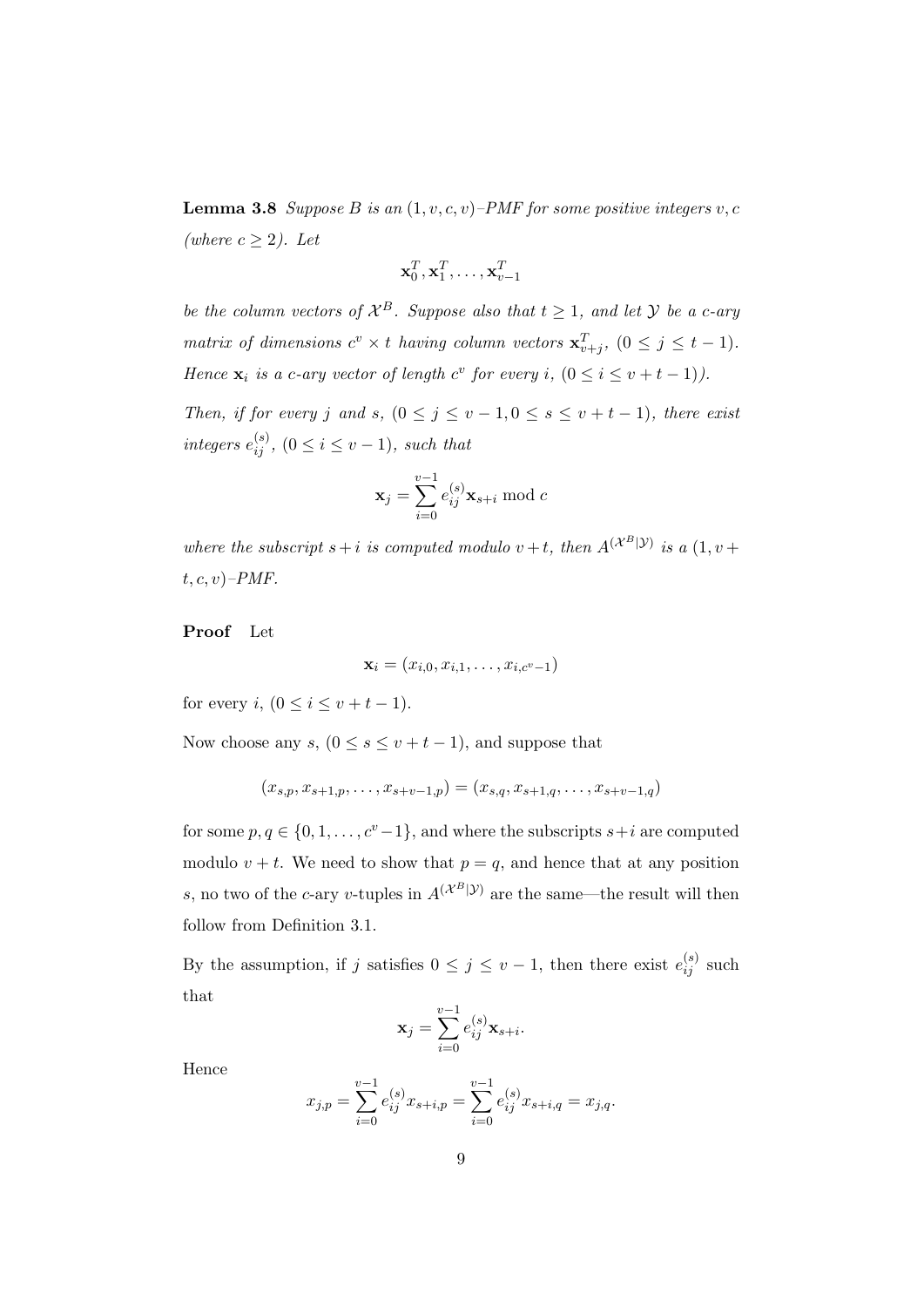**Lemma 3.8** *Suppose $B$ is an $(1, v, c, v)$–PMF for some positive integers $v, c$ (where $c \geq 2$). Let*

$$\mathbf{x}_0^T, \mathbf{x}_1^T, \ldots, \mathbf{x}_{v-1}^T$$

*be the column vectors of $\mathcal{X}^B$. Suppose also that $t \geq 1$, and let $\mathcal{Y}$ be a $c$-ary matrix of dimensions $c^v \times t$ having column vectors $\mathbf{x}_{v+j}^T$, $(0 \leq j \leq t-1)$. Hence $\mathbf{x}_i$ is a $c$-ary vector of length $c^v$ for every $i$, $(0 \leq i \leq v+t-1)$).*

*Then, if for every $j$ and $s$, $(0 \leq j \leq v-1, 0 \leq s \leq v+t-1)$, there exist integers $e_{ij}^{(s)}$, $(0 \leq i \leq v-1)$, such that*

$$\mathbf{x}_j = \sum_{i=0}^{v-1} e_{ij}^{(s)} \mathbf{x}_{s+i} \bmod c$$

*where the subscript $s+i$ is computed modulo $v+t$, then $A^{(\mathcal{X}^B|\mathcal{Y})}$ is a $(1, v+t, c, v)$–PMF.*

**Proof** Let

$$\mathbf{x}_i = (x_{i,0}, x_{i,1}, \ldots, x_{i,c^v-1})$$

for every $i$, $(0 \leq i \leq v+t-1)$.

Now choose any $s$, $(0 \leq s \leq v+t-1)$, and suppose that

$$(x_{s,p}, x_{s+1,p}, \ldots, x_{s+v-1,p}) = (x_{s,q}, x_{s+1,q}, \ldots, x_{s+v-1,q})$$

for some $p, q \in \{0, 1, \ldots, c^v-1\}$, and where the subscripts $s+i$ are computed modulo $v+t$. We need to show that $p = q$, and hence that at any position $s$, no two of the $c$-ary $v$-tuples in $A^{(\mathcal{X}^B|\mathcal{Y})}$ are the same—the result will then follow from Definition 3.1.

By the assumption, if $j$ satisfies $0 \leq j \leq v-1$, then there exist $e_{ij}^{(s)}$ such that

$$\mathbf{x}_j = \sum_{i=0}^{v-1} e_{ij}^{(s)} \mathbf{x}_{s+i}.$$

Hence

$$x_{j,p} = \sum_{i=0}^{v-1} e_{ij}^{(s)} x_{s+i,p} = \sum_{i=0}^{v-1} e_{ij}^{(s)} x_{s+i,q} = x_{j,q}.$$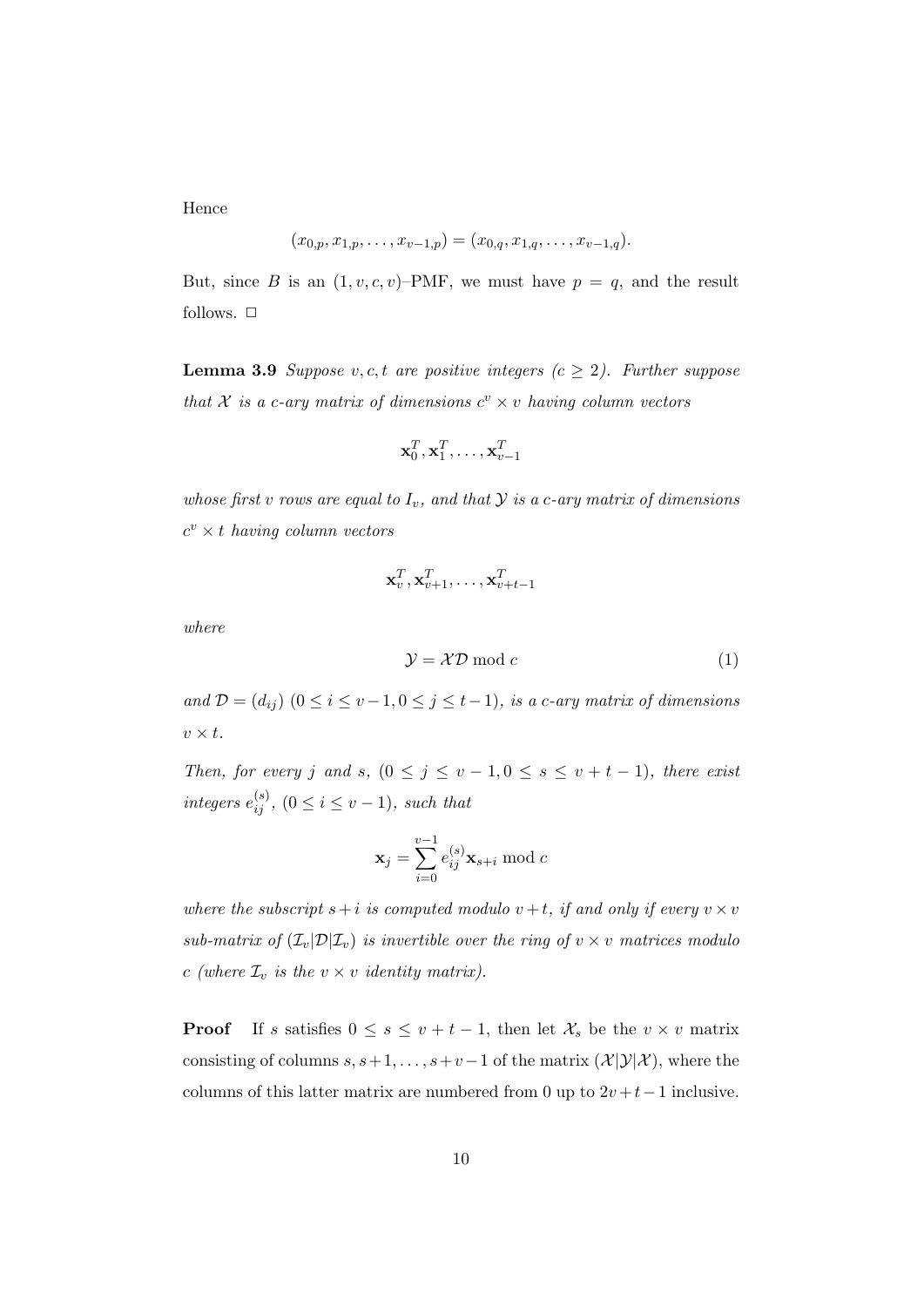Hence

$$(x_{0,p}, x_{1,p}, \ldots, x_{v-1,p}) = (x_{0,q}, x_{1,q}, \ldots, x_{v-1,q}).$$

But, since $B$ is an $(1, v, c, v)$–PMF, we must have $p = q$, and the result follows. $\Box$

**Lemma 3.9** *Suppose $v, c, t$ are positive integers ($c \geq 2$). Further suppose that $\mathcal{X}$ is a c-ary matrix of dimensions $c^v \times v$ having column vectors*

$$\mathbf{x}_0^T, \mathbf{x}_1^T, \ldots, \mathbf{x}_{v-1}^T$$

*whose first $v$ rows are equal to $I_v$, and that $\mathcal{Y}$ is a c-ary matrix of dimensions $c^v \times t$ having column vectors*

$$\mathbf{x}_v^T, \mathbf{x}_{v+1}^T, \ldots, \mathbf{x}_{v+t-1}^T$$

*where*

$$\mathcal{Y} = \mathcal{X}\mathcal{D} \bmod c \tag{1}$$

*and $\mathcal{D} = (d_{ij})$ $(0 \leq i \leq v-1, 0 \leq j \leq t-1)$, is a c-ary matrix of dimensions $v \times t$.*

*Then, for every $j$ and $s$, $(0 \leq j \leq v-1, 0 \leq s \leq v+t-1)$, there exist integers $e_{ij}^{(s)}$, $(0 \leq i \leq v-1)$, such that*

$$\mathbf{x}_j = \sum_{i=0}^{v-1} e_{ij}^{(s)} \mathbf{x}_{s+i} \bmod c$$

*where the subscript $s+i$ is computed modulo $v+t$, if and only if every $v \times v$ sub-matrix of $(\mathcal{I}_v|\mathcal{D}|\mathcal{I}_v)$ is invertible over the ring of $v \times v$ matrices modulo $c$ (where $\mathcal{I}_v$ is the $v \times v$ identity matrix).*

**Proof** If $s$ satisfies $0 \leq s \leq v+t-1$, then let $\mathcal{X}_s$ be the $v \times v$ matrix consisting of columns $s, s+1, \ldots, s+v-1$ of the matrix $(\mathcal{X}|\mathcal{Y}|\mathcal{X})$, where the columns of this latter matrix are numbered from 0 up to $2v+t-1$ inclusive.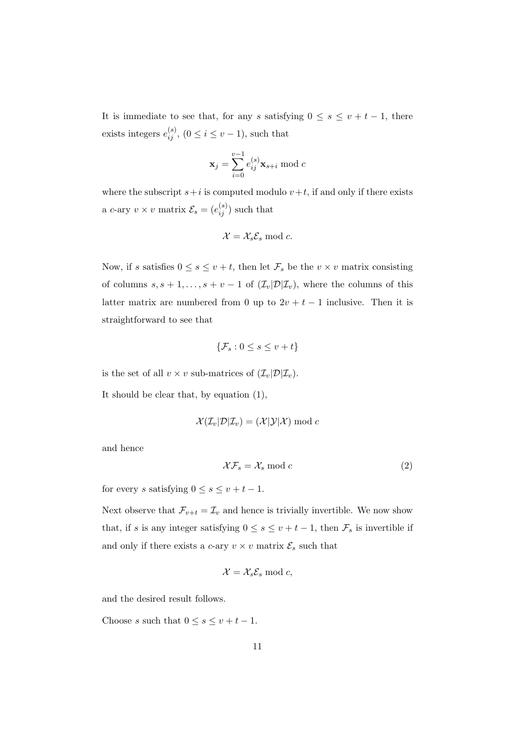It is immediate to see that, for any $s$ satisfying $0 \leq s \leq v+t-1$, there exists integers $e_{ij}^{(s)}$, $(0 \leq i \leq v-1)$, such that

$$\mathbf{x}_j = \sum_{i=0}^{v-1} e_{ij}^{(s)} \mathbf{x}_{s+i} \bmod c$$

where the subscript $s+i$ is computed modulo $v+t$, if and only if there exists a $c$-ary $v \times v$ matrix $\mathcal{E}_s = (e_{ij}^{(s)})$ such that

$$\mathcal{X} = \mathcal{X}_s \mathcal{E}_s \bmod c.$$

Now, if $s$ satisfies $0 \leq s \leq v+t$, then let $\mathcal{F}_s$ be the $v \times v$ matrix consisting of columns $s, s+1, \ldots, s+v-1$ of $(\mathcal{I}_v|\mathcal{D}|\mathcal{I}_v)$, where the columns of this latter matrix are numbered from 0 up to $2v+t-1$ inclusive. Then it is straightforward to see that

$$\{\mathcal{F}_s : 0 \leq s \leq v+t\}$$

is the set of all $v \times v$ sub-matrices of $(\mathcal{I}_v|\mathcal{D}|\mathcal{I}_v)$.

It should be clear that, by equation (1),

$$\mathcal{X}(\mathcal{I}_v|\mathcal{D}|\mathcal{I}_v) = (\mathcal{X}|\mathcal{Y}|\mathcal{X}) \bmod c$$

and hence

$$\mathcal{X}\mathcal{F}_s = \mathcal{X}_s \bmod c \tag{2}$$

for every $s$ satisfying $0 \leq s \leq v+t-1$.

Next observe that $\mathcal{F}_{v+t} = \mathcal{I}_v$ and hence is trivially invertible. We now show that, if $s$ is any integer satisfying $0 \leq s \leq v+t-1$, then $\mathcal{F}_s$ is invertible if and only if there exists a $c$-ary $v \times v$ matrix $\mathcal{E}_s$ such that

$$\mathcal{X} = \mathcal{X}_s \mathcal{E}_s \bmod c,$$

and the desired result follows.

Choose $s$ such that $0 \leq s \leq v+t-1$.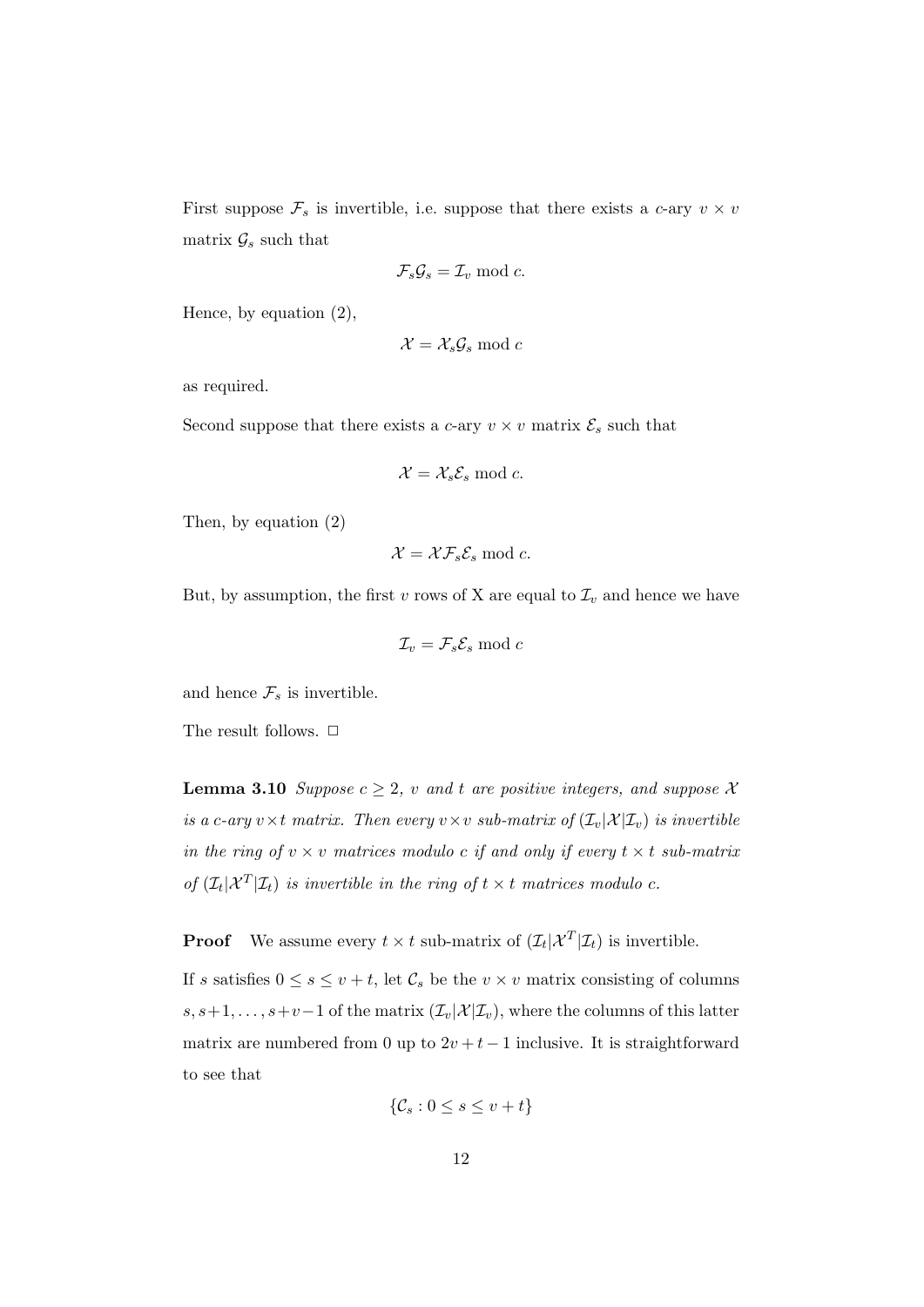First suppose $\mathcal{F}_s$ is invertible, i.e. suppose that there exists a $c$-ary $v \times v$ matrix $\mathcal{G}_s$ such that

$$\mathcal{F}_s \mathcal{G}_s = \mathcal{I}_v \bmod c.$$

Hence, by equation (2),

$$\mathcal{X} = \mathcal{X}_s \mathcal{G}_s \bmod c$$

as required.

Second suppose that there exists a $c$-ary $v \times v$ matrix $\mathcal{E}_s$ such that

$$\mathcal{X} = \mathcal{X}_s \mathcal{E}_s \bmod c.$$

Then, by equation (2)

$$\mathcal{X} = \mathcal{X} \mathcal{F}_s \mathcal{E}_s \bmod c.$$

But, by assumption, the first $v$ rows of X are equal to $\mathcal{I}_v$ and hence we have

$$\mathcal{I}_v = \mathcal{F}_s \mathcal{E}_s \bmod c$$

and hence $\mathcal{F}_s$ is invertible.

The result follows. □

**Lemma 3.10** *Suppose $c \geq 2$, $v$ and $t$ are positive integers, and suppose $\mathcal{X}$ is a $c$-ary $v \times t$ matrix. Then every $v \times v$ sub-matrix of $(\mathcal{I}_v|\mathcal{X}|\mathcal{I}_v)$ is invertible in the ring of $v \times v$ matrices modulo $c$ if and only if every $t \times t$ sub-matrix of $(\mathcal{I}_t|\mathcal{X}^T|\mathcal{I}_t)$ is invertible in the ring of $t \times t$ matrices modulo $c$.*

**Proof** We assume every $t \times t$ sub-matrix of $(\mathcal{I}_t|\mathcal{X}^T|\mathcal{I}_t)$ is invertible.

If $s$ satisfies $0 \leq s \leq v + t$, let $\mathcal{C}_s$ be the $v \times v$ matrix consisting of columns $s, s+1, \ldots, s+v-1$ of the matrix $(\mathcal{I}_v|\mathcal{X}|\mathcal{I}_v)$, where the columns of this latter matrix are numbered from 0 up to $2v + t - 1$ inclusive. It is straightforward to see that

$$\{\mathcal{C}_s : 0 \leq s \leq v + t\}$$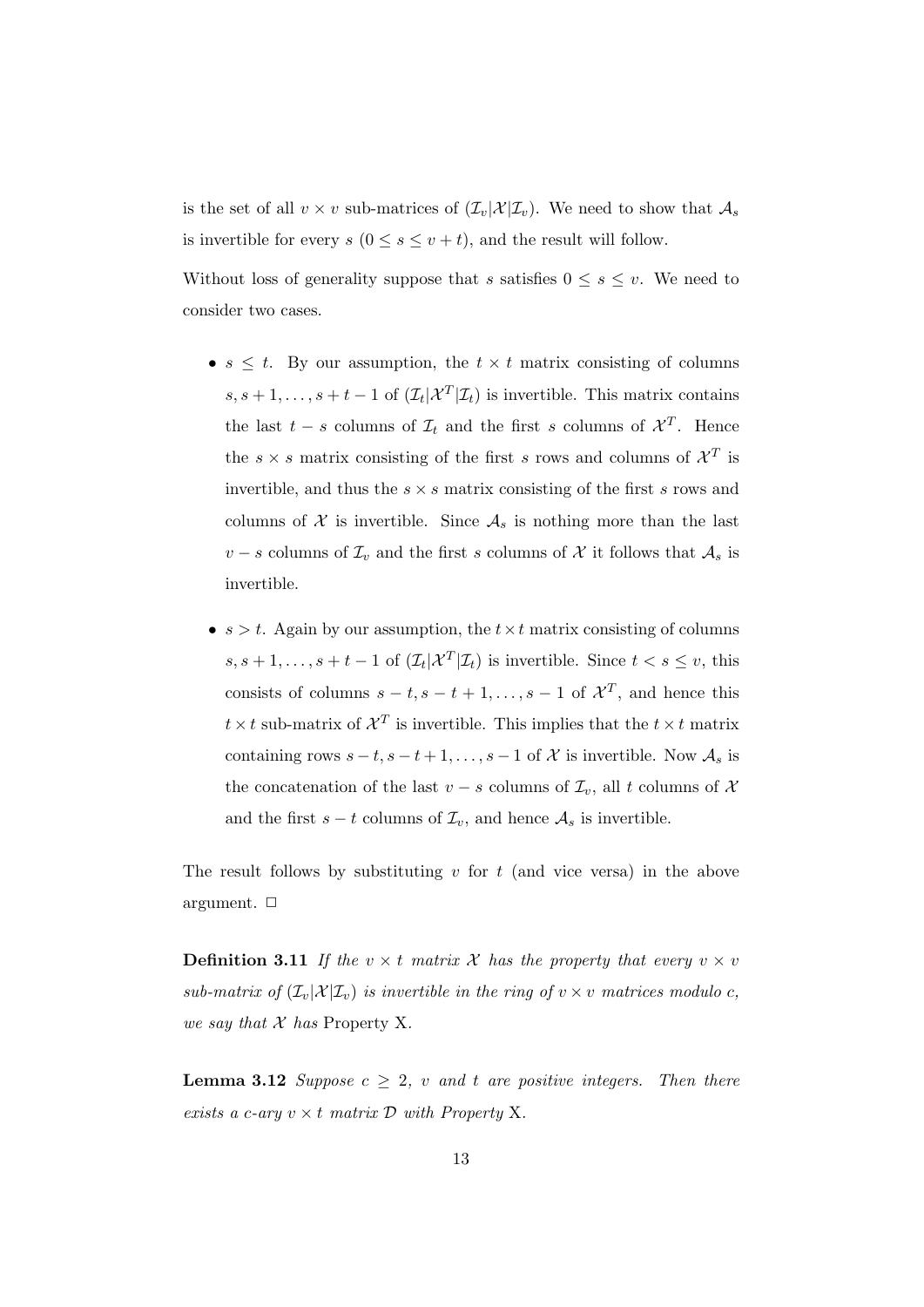is the set of all $v \times v$ sub-matrices of $(\mathcal{I}_v|\mathcal{X}|\mathcal{I}_v)$. We need to show that $\mathcal{A}_s$ is invertible for every $s$ $(0 \leq s \leq v+t)$, and the result will follow.

Without loss of generality suppose that $s$ satisfies $0 \leq s \leq v$. We need to consider two cases.

- $s \leq t$. By our assumption, the $t \times t$ matrix consisting of columns $s, s+1, \ldots, s+t-1$ of $(\mathcal{I}_t|\mathcal{X}^T|\mathcal{I}_t)$ is invertible. This matrix contains the last $t-s$ columns of $\mathcal{I}_t$ and the first $s$ columns of $\mathcal{X}^T$. Hence the $s \times s$ matrix consisting of the first $s$ rows and columns of $\mathcal{X}^T$ is invertible, and thus the $s \times s$ matrix consisting of the first $s$ rows and columns of $\mathcal{X}$ is invertible. Since $\mathcal{A}_s$ is nothing more than the last $v-s$ columns of $\mathcal{I}_v$ and the first $s$ columns of $\mathcal{X}$ it follows that $\mathcal{A}_s$ is invertible.

- $s > t$. Again by our assumption, the $t \times t$ matrix consisting of columns $s, s+1, \ldots, s+t-1$ of $(\mathcal{I}_t|\mathcal{X}^T|\mathcal{I}_t)$ is invertible. Since $t < s \leq v$, this consists of columns $s-t, s-t+1, \ldots, s-1$ of $\mathcal{X}^T$, and hence this $t \times t$ sub-matrix of $\mathcal{X}^T$ is invertible. This implies that the $t \times t$ matrix containing rows $s-t, s-t+1, \ldots, s-1$ of $\mathcal{X}$ is invertible. Now $\mathcal{A}_s$ is the concatenation of the last $v-s$ columns of $\mathcal{I}_v$, all $t$ columns of $\mathcal{X}$ and the first $s-t$ columns of $\mathcal{I}_v$, and hence $\mathcal{A}_s$ is invertible.

The result follows by substituting $v$ for $t$ (and vice versa) in the above argument. $\Box$

**Definition 3.11** *If the $v \times t$ matrix $\mathcal{X}$ has the property that every $v \times v$ sub-matrix of $(\mathcal{I}_v|\mathcal{X}|\mathcal{I}_v)$ is invertible in the ring of $v \times v$ matrices modulo $c$, we say that $\mathcal{X}$ has* Property X.

**Lemma 3.12** *Suppose $c \geq 2$, $v$ and $t$ are positive integers. Then there exists a $c$-ary $v \times t$ matrix $\mathcal{D}$ with Property* X.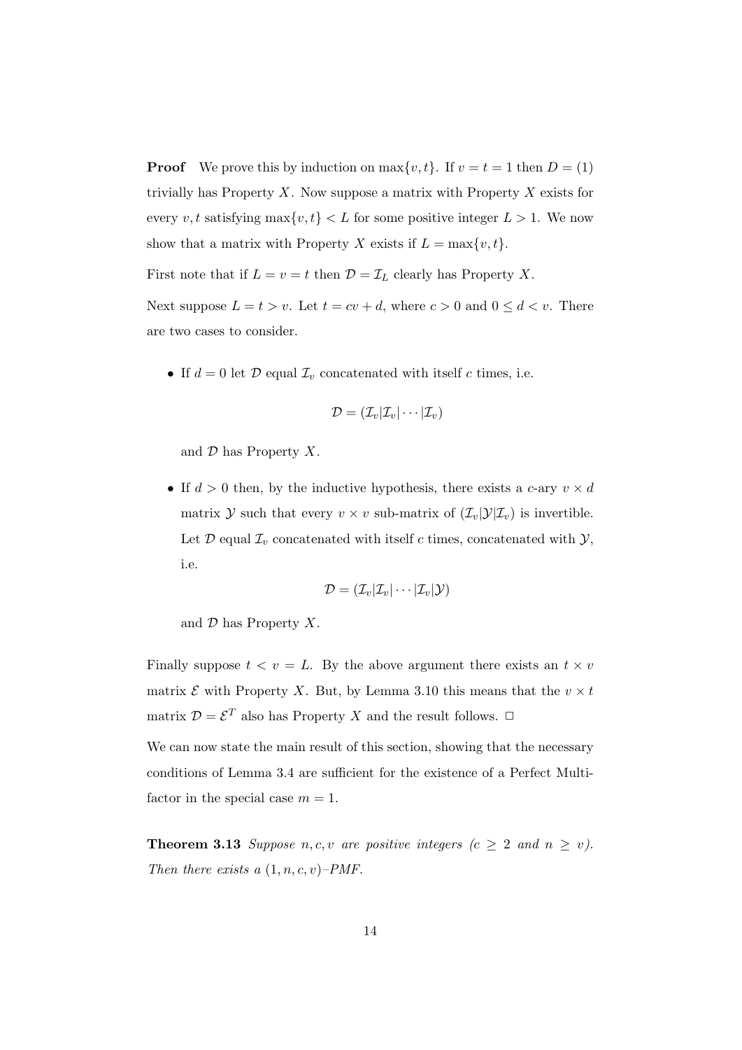**Proof** We prove this by induction on $\max\{v, t\}$. If $v = t = 1$ then $D = (1)$ trivially has Property $X$. Now suppose a matrix with Property $X$ exists for every $v, t$ satisfying $\max\{v, t\} < L$ for some positive integer $L > 1$. We now show that a matrix with Property $X$ exists if $L = \max\{v, t\}$.

First note that if $L = v = t$ then $\mathcal{D} = \mathcal{I}_L$ clearly has Property $X$.

Next suppose $L = t > v$. Let $t = cv + d$, where $c > 0$ and $0 \leq d < v$. There are two cases to consider.

- If $d = 0$ let $\mathcal{D}$ equal $\mathcal{I}_v$ concatenated with itself $c$ times, i.e.

  $$\mathcal{D} = (\mathcal{I}_v | \mathcal{I}_v | \cdots | \mathcal{I}_v)$$

  and $\mathcal{D}$ has Property $X$.

- If $d > 0$ then, by the inductive hypothesis, there exists a $c$-ary $v \times d$ matrix $\mathcal{Y}$ such that every $v \times v$ sub-matrix of $(\mathcal{I}_v | \mathcal{Y} | \mathcal{I}_v)$ is invertible. Let $\mathcal{D}$ equal $\mathcal{I}_v$ concatenated with itself $c$ times, concatenated with $\mathcal{Y}$, i.e.

  $$\mathcal{D} = (\mathcal{I}_v | \mathcal{I}_v | \cdots | \mathcal{I}_v | \mathcal{Y})$$

  and $\mathcal{D}$ has Property $X$.

Finally suppose $t < v = L$. By the above argument there exists an $t \times v$ matrix $\mathcal{E}$ with Property $X$. But, by Lemma 3.10 this means that the $v \times t$ matrix $\mathcal{D} = \mathcal{E}^T$ also has Property $X$ and the result follows. $\square$

We can now state the main result of this section, showing that the necessary conditions of Lemma 3.4 are sufficient for the existence of a Perfect Multifactor in the special case $m = 1$.

**Theorem 3.13** *Suppose $n, c, v$ are positive integers ($c \geq 2$ and $n \geq v$). Then there exists a $(1, n, c, v)$–PMF.*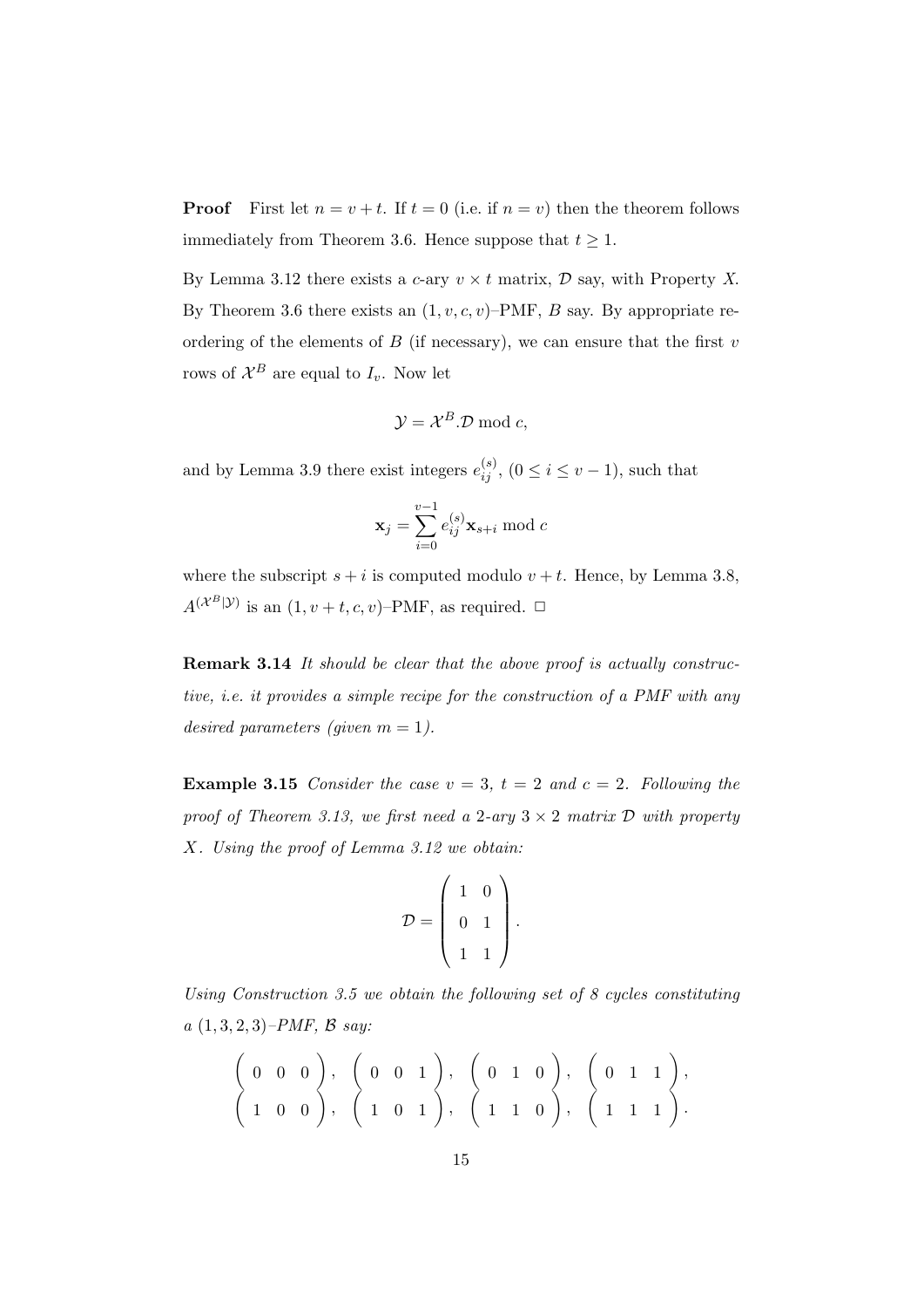**Proof** First let $n = v + t$. If $t = 0$ (i.e. if $n = v$) then the theorem follows immediately from Theorem 3.6. Hence suppose that $t \geq 1$.

By Lemma 3.12 there exists a $c$-ary $v \times t$ matrix, $\mathcal{D}$ say, with Property $X$. By Theorem 3.6 there exists an $(1, v, c, v)$–PMF, $B$ say. By appropriate reordering of the elements of $B$ (if necessary), we can ensure that the first $v$ rows of $\mathcal{X}^B$ are equal to $I_v$. Now let

$$\mathcal{Y} = \mathcal{X}^B.\mathcal{D} \bmod c,$$

and by Lemma 3.9 there exist integers $e_{ij}^{(s)}$, $(0 \leq i \leq v-1)$, such that

$$\mathbf{x}_j = \sum_{i=0}^{v-1} e_{ij}^{(s)} \mathbf{x}_{s+i} \bmod c$$

where the subscript $s + i$ is computed modulo $v + t$. Hence, by Lemma 3.8, $A^{(\mathcal{X}^B|\mathcal{Y})}$ is an $(1, v+t, c, v)$–PMF, as required. □

**Remark 3.14** *It should be clear that the above proof is actually constructive, i.e. it provides a simple recipe for the construction of a PMF with any desired parameters (given $m = 1$).*

**Example 3.15** *Consider the case $v = 3$, $t = 2$ and $c = 2$. Following the proof of Theorem 3.13, we first need a 2-ary $3 \times 2$ matrix $\mathcal{D}$ with property $X$. Using the proof of Lemma 3.12 we obtain:*

$$\mathcal{D} = \begin{pmatrix} 1 & 0 \\ 0 & 1 \\ 1 & 1 \end{pmatrix}.$$

*Using Construction 3.5 we obtain the following set of 8 cycles constituting a $(1, 3, 2, 3)$–PMF, $\mathcal{B}$ say:*

$$\begin{pmatrix} 0 & 0 & 0 \end{pmatrix}, \ \begin{pmatrix} 0 & 0 & 1 \end{pmatrix}, \ \begin{pmatrix} 0 & 1 & 0 \end{pmatrix}, \ \begin{pmatrix} 0 & 1 & 1 \end{pmatrix},$$
$$\begin{pmatrix} 1 & 0 & 0 \end{pmatrix}, \ \begin{pmatrix} 1 & 0 & 1 \end{pmatrix}, \ \begin{pmatrix} 1 & 1 & 0 \end{pmatrix}, \ \begin{pmatrix} 1 & 1 & 1 \end{pmatrix}.$$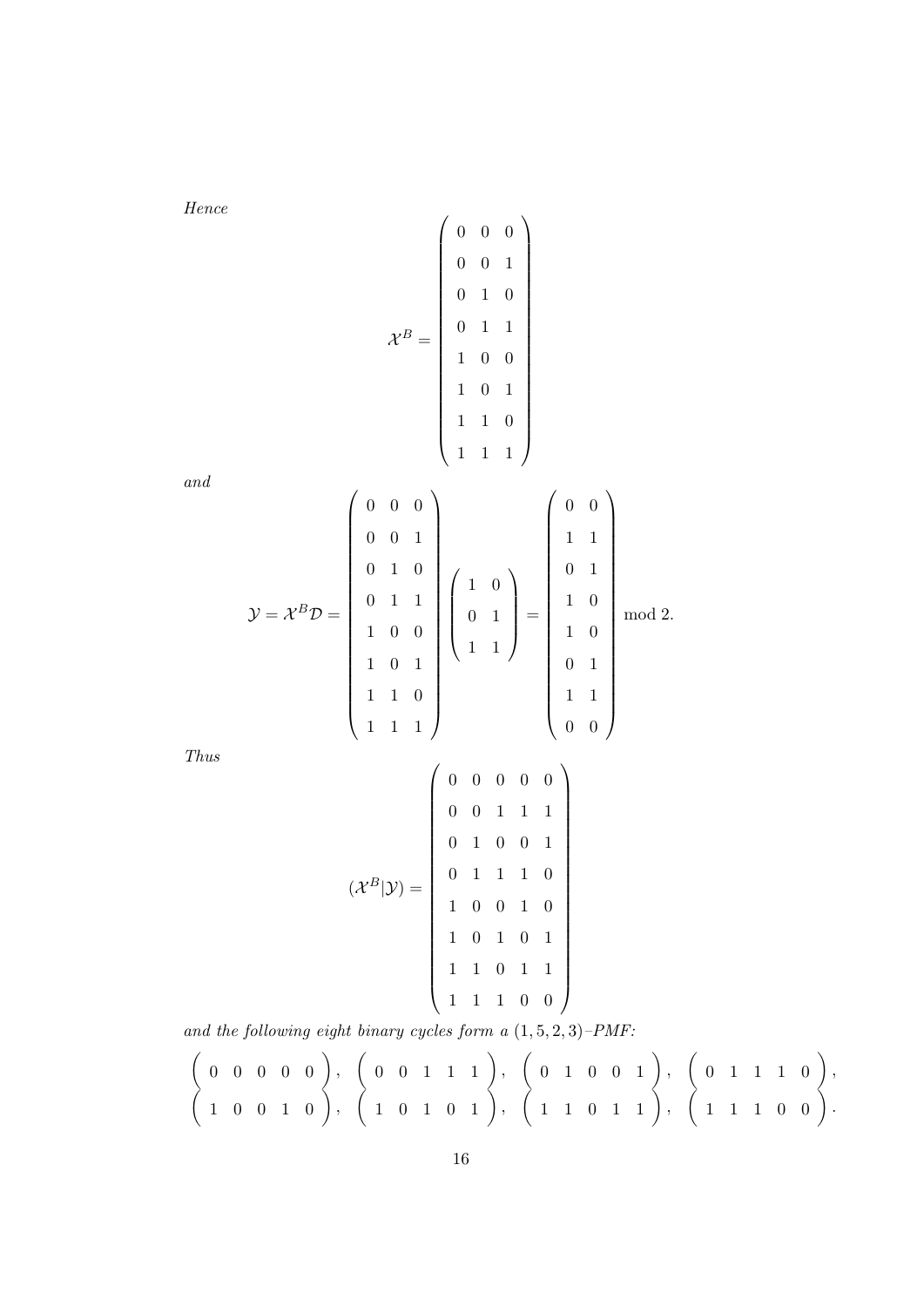*Hence*

$$\mathcal{X}^B = \begin{pmatrix} 0 & 0 & 0 \\ 0 & 0 & 1 \\ 0 & 1 & 0 \\ 0 & 1 & 1 \\ 1 & 0 & 0 \\ 1 & 0 & 1 \\ 1 & 1 & 0 \\ 1 & 1 & 1 \end{pmatrix}$$

*and*

$$\mathcal{Y} = \mathcal{X}^B \mathcal{D} = \begin{pmatrix} 0 & 0 & 0 \\ 0 & 0 & 1 \\ 0 & 1 & 0 \\ 0 & 1 & 1 \\ 1 & 0 & 0 \\ 1 & 0 & 1 \\ 1 & 1 & 0 \\ 1 & 1 & 1 \end{pmatrix} \begin{pmatrix} 1 & 0 \\ 0 & 1 \\ 1 & 1 \end{pmatrix} = \begin{pmatrix} 0 & 0 \\ 1 & 1 \\ 0 & 1 \\ 1 & 0 \\ 1 & 0 \\ 0 & 1 \\ 1 & 1 \\ 0 & 0 \end{pmatrix} \bmod 2.$$

*Thus*

$$(\mathcal{X}^B | \mathcal{Y}) = \begin{pmatrix} 0 & 0 & 0 & 0 & 0 \\ 0 & 0 & 1 & 1 & 1 \\ 0 & 1 & 0 & 0 & 1 \\ 0 & 1 & 1 & 1 & 0 \\ 1 & 0 & 0 & 1 & 0 \\ 1 & 0 & 1 & 0 & 1 \\ 1 & 1 & 0 & 1 & 1 \\ 1 & 1 & 1 & 0 & 0 \end{pmatrix}$$

*and the following eight binary cycles form a $(1, 5, 2, 3)$–PMF:*

$$\begin{pmatrix} 0 & 0 & 0 & 0 & 0 \end{pmatrix}, \quad \begin{pmatrix} 0 & 0 & 1 & 1 & 1 \end{pmatrix}, \quad \begin{pmatrix} 0 & 1 & 0 & 0 & 1 \end{pmatrix}, \quad \begin{pmatrix} 0 & 1 & 1 & 1 & 0 \end{pmatrix},$$

$$\begin{pmatrix} 1 & 0 & 0 & 1 & 0 \end{pmatrix}, \quad \begin{pmatrix} 1 & 0 & 1 & 0 & 1 \end{pmatrix}, \quad \begin{pmatrix} 1 & 1 & 0 & 1 & 1 \end{pmatrix}, \quad \begin{pmatrix} 1 & 1 & 1 & 0 & 0 \end{pmatrix}.$$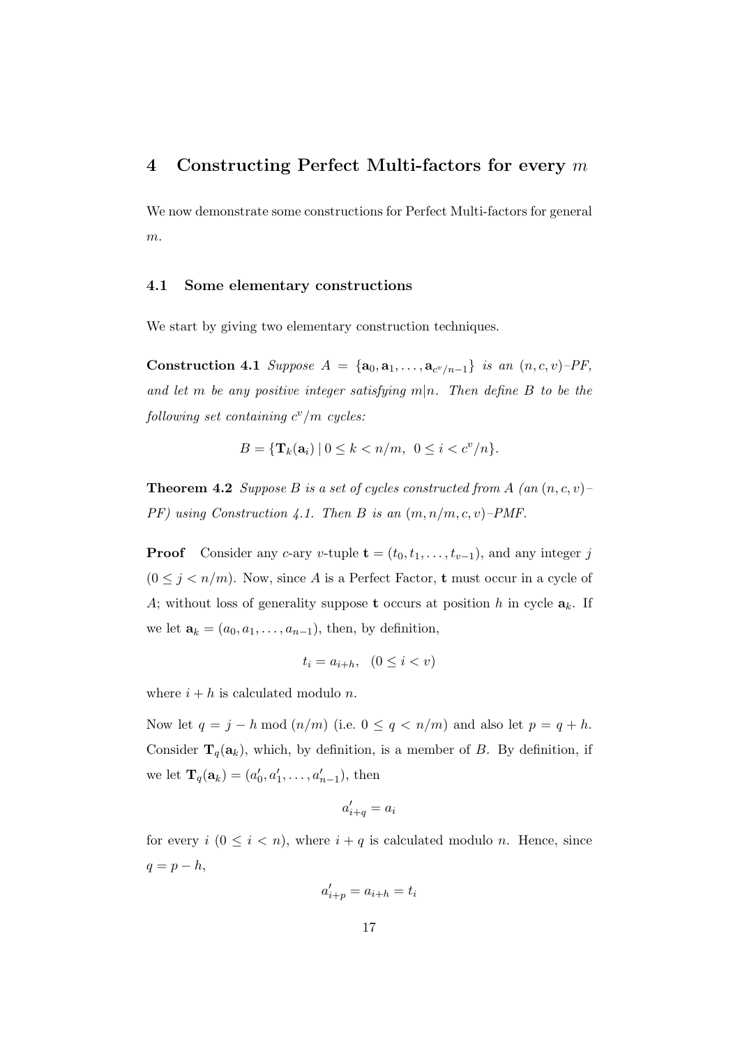## 4 Constructing Perfect Multi-factors for every $m$

We now demonstrate some constructions for Perfect Multi-factors for general $m$.

### 4.1 Some elementary constructions

We start by giving two elementary construction techniques.

**Construction 4.1** *Suppose $A = \{\mathbf{a}_0, \mathbf{a}_1, \ldots, \mathbf{a}_{c^v/n-1}\}$ is an $(n, c, v)$–PF, and let $m$ be any positive integer satisfying $m|n$. Then define $B$ to be the following set containing $c^v/m$ cycles:*

$$B = \{\mathbf{T}_k(\mathbf{a}_i) \mid 0 \leq k < n/m, \ 0 \leq i < c^v/n\}.$$

**Theorem 4.2** *Suppose $B$ is a set of cycles constructed from $A$ (an $(n, c, v)$–PF) using Construction 4.1. Then $B$ is an $(m, n/m, c, v)$–PMF.*

**Proof** Consider any $c$-ary $v$-tuple $\mathbf{t} = (t_0, t_1, \ldots, t_{v-1})$, and any integer $j$ $(0 \leq j < n/m)$. Now, since $A$ is a Perfect Factor, $\mathbf{t}$ must occur in a cycle of $A$; without loss of generality suppose $\mathbf{t}$ occurs at position $h$ in cycle $\mathbf{a}_k$. If we let $\mathbf{a}_k = (a_0, a_1, \ldots, a_{n-1})$, then, by definition,

$$t_i = a_{i+h}, \quad (0 \leq i < v)$$

where $i + h$ is calculated modulo $n$.

Now let $q = j - h \bmod (n/m)$ (i.e. $0 \leq q < n/m$) and also let $p = q + h$. Consider $\mathbf{T}_q(\mathbf{a}_k)$, which, by definition, is a member of $B$. By definition, if we let $\mathbf{T}_q(\mathbf{a}_k) = (a'_0, a'_1, \ldots, a'_{n-1})$, then

$$a'_{i+q} = a_i$$

for every $i$ $(0 \leq i < n)$, where $i + q$ is calculated modulo $n$. Hence, since $q = p - h$,

$$a'_{i+p} = a_{i+h} = t_i$$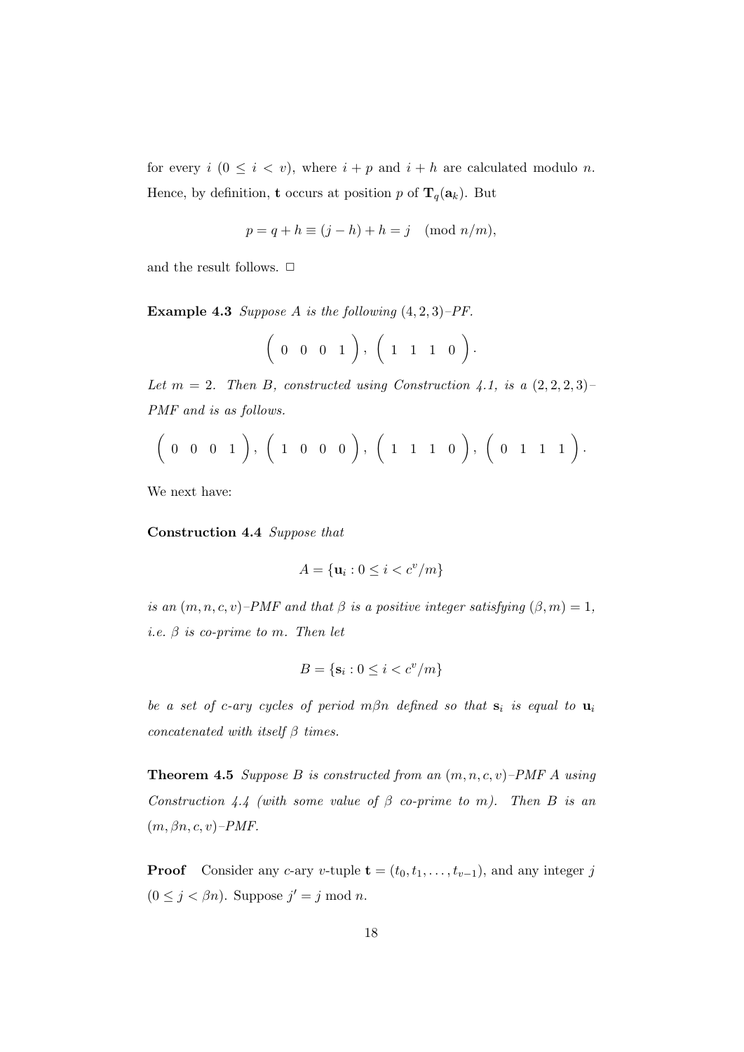for every $i$ $(0 \leq i < v)$, where $i + p$ and $i + h$ are calculated modulo $n$. Hence, by definition, $\mathbf{t}$ occurs at position $p$ of $\mathbf{T}_q(\mathbf{a}_k)$. But

$$p = q + h \equiv (j - h) + h = j \pmod{n/m},$$

and the result follows. $\square$

**Example 4.3** *Suppose $A$ is the following $(4, 2, 3)$–PF.*

$$\begin{pmatrix} 0 & 0 & 0 & 1 \end{pmatrix}, \begin{pmatrix} 1 & 1 & 1 & 0 \end{pmatrix}.$$

*Let $m = 2$. Then $B$, constructed using Construction 4.1, is a $(2, 2, 2, 3)$–PMF and is as follows.*

$$\begin{pmatrix} 0 & 0 & 0 & 1 \end{pmatrix}, \begin{pmatrix} 1 & 0 & 0 & 0 \end{pmatrix}, \begin{pmatrix} 1 & 1 & 1 & 0 \end{pmatrix}, \begin{pmatrix} 0 & 1 & 1 & 1 \end{pmatrix}.$$

We next have:

**Construction 4.4** *Suppose that*

$$A = \{\mathbf{u}_i : 0 \leq i < c^v/m\}$$

*is an $(m, n, c, v)$–PMF and that $\beta$ is a positive integer satisfying $(\beta, m) = 1$, i.e. $\beta$ is co-prime to $m$. Then let*

$$B = \{\mathbf{s}_i : 0 \leq i < c^v/m\}$$

*be a set of $c$-ary cycles of period $m\beta n$ defined so that $\mathbf{s}_i$ is equal to $\mathbf{u}_i$ concatenated with itself $\beta$ times.*

**Theorem 4.5** *Suppose $B$ is constructed from an $(m, n, c, v)$–PMF $A$ using Construction 4.4 (with some value of $\beta$ co-prime to $m$). Then $B$ is an $(m, \beta n, c, v)$–PMF.*

**Proof** Consider any $c$-ary $v$-tuple $\mathbf{t} = (t_0, t_1, \ldots, t_{v-1})$, and any integer $j$ $(0 \leq j < \beta n)$. Suppose $j' = j \bmod n$.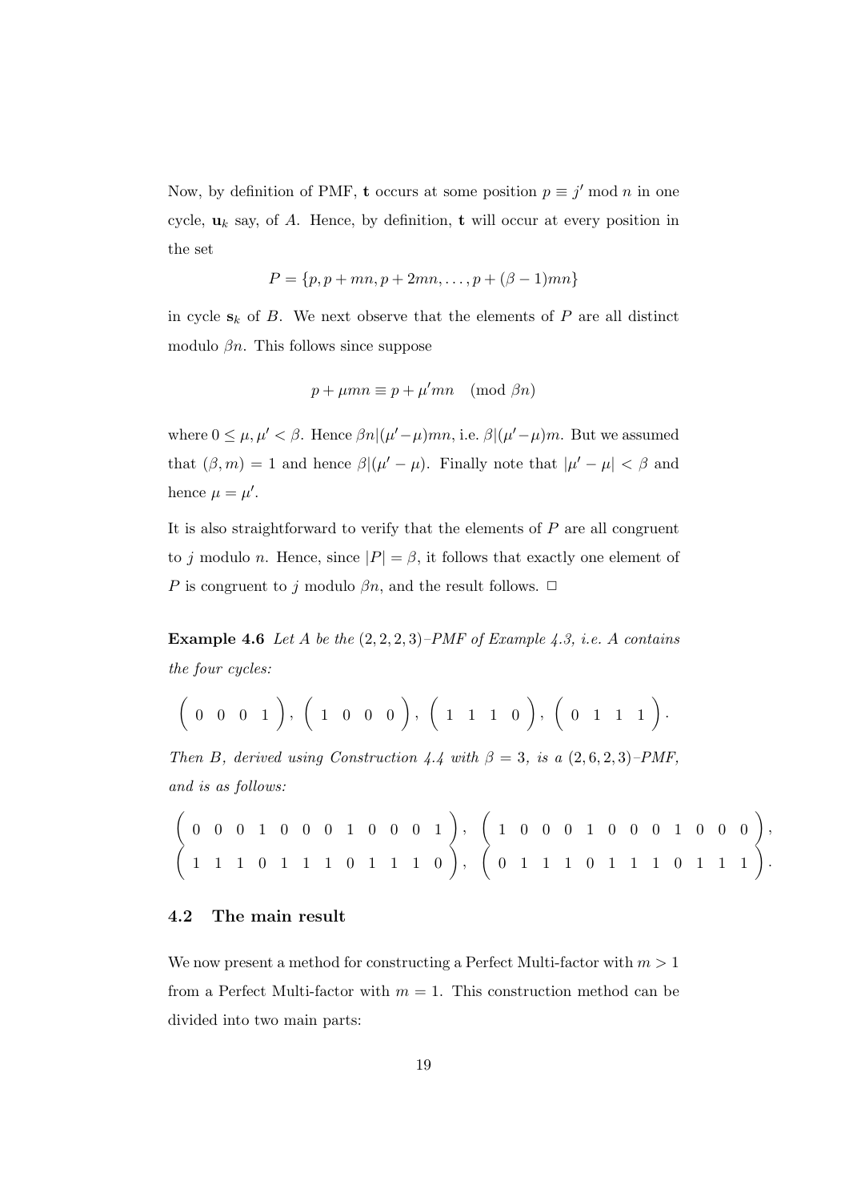Now, by definition of PMF, $\mathbf{t}$ occurs at some position $p \equiv j' \bmod n$ in one cycle, $\mathbf{u}_k$ say, of $A$. Hence, by definition, $\mathbf{t}$ will occur at every position in the set

$$P = \{p, p + mn, p + 2mn, \ldots, p + (\beta - 1)mn\}$$

in cycle $\mathbf{s}_k$ of $B$. We next observe that the elements of $P$ are all distinct modulo $\beta n$. This follows since suppose

$$p + \mu mn \equiv p + \mu' mn \pmod{\beta n}$$

where $0 \leq \mu, \mu' < \beta$. Hence $\beta n | (\mu' - \mu) mn$, i.e. $\beta | (\mu' - \mu) m$. But we assumed that $(\beta, m) = 1$ and hence $\beta | (\mu' - \mu)$. Finally note that $|\mu' - \mu| < \beta$ and hence $\mu = \mu'$.

It is also straightforward to verify that the elements of $P$ are all congruent to $j$ modulo $n$. Hence, since $|P| = \beta$, it follows that exactly one element of $P$ is congruent to $j$ modulo $\beta n$, and the result follows. $\Box$

**Example 4.6** *Let $A$ be the $(2,2,2,3)$–PMF of Example 4.3, i.e. $A$ contains the four cycles:*

$$\begin{pmatrix} 0 & 0 & 0 & 1 \end{pmatrix}, \begin{pmatrix} 1 & 0 & 0 & 0 \end{pmatrix}, \begin{pmatrix} 1 & 1 & 1 & 0 \end{pmatrix}, \begin{pmatrix} 0 & 1 & 1 & 1 \end{pmatrix}.$$

*Then $B$, derived using Construction 4.4 with $\beta = 3$, is a $(2,6,2,3)$–PMF, and is as follows:*

$$\begin{pmatrix} 0 & 0 & 0 & 1 & 0 & 0 & 0 & 1 & 0 & 0 & 0 & 1 \end{pmatrix}, \begin{pmatrix} 1 & 0 & 0 & 0 & 1 & 0 & 0 & 0 & 1 & 0 & 0 & 0 \end{pmatrix},$$
$$\begin{pmatrix} 1 & 1 & 1 & 0 & 1 & 1 & 1 & 0 & 1 & 1 & 1 & 0 \end{pmatrix}, \begin{pmatrix} 0 & 1 & 1 & 1 & 0 & 1 & 1 & 1 & 0 & 1 & 1 & 1 \end{pmatrix}.$$

## 4.2 The main result

We now present a method for constructing a Perfect Multi-factor with $m > 1$ from a Perfect Multi-factor with $m = 1$. This construction method can be divided into two main parts: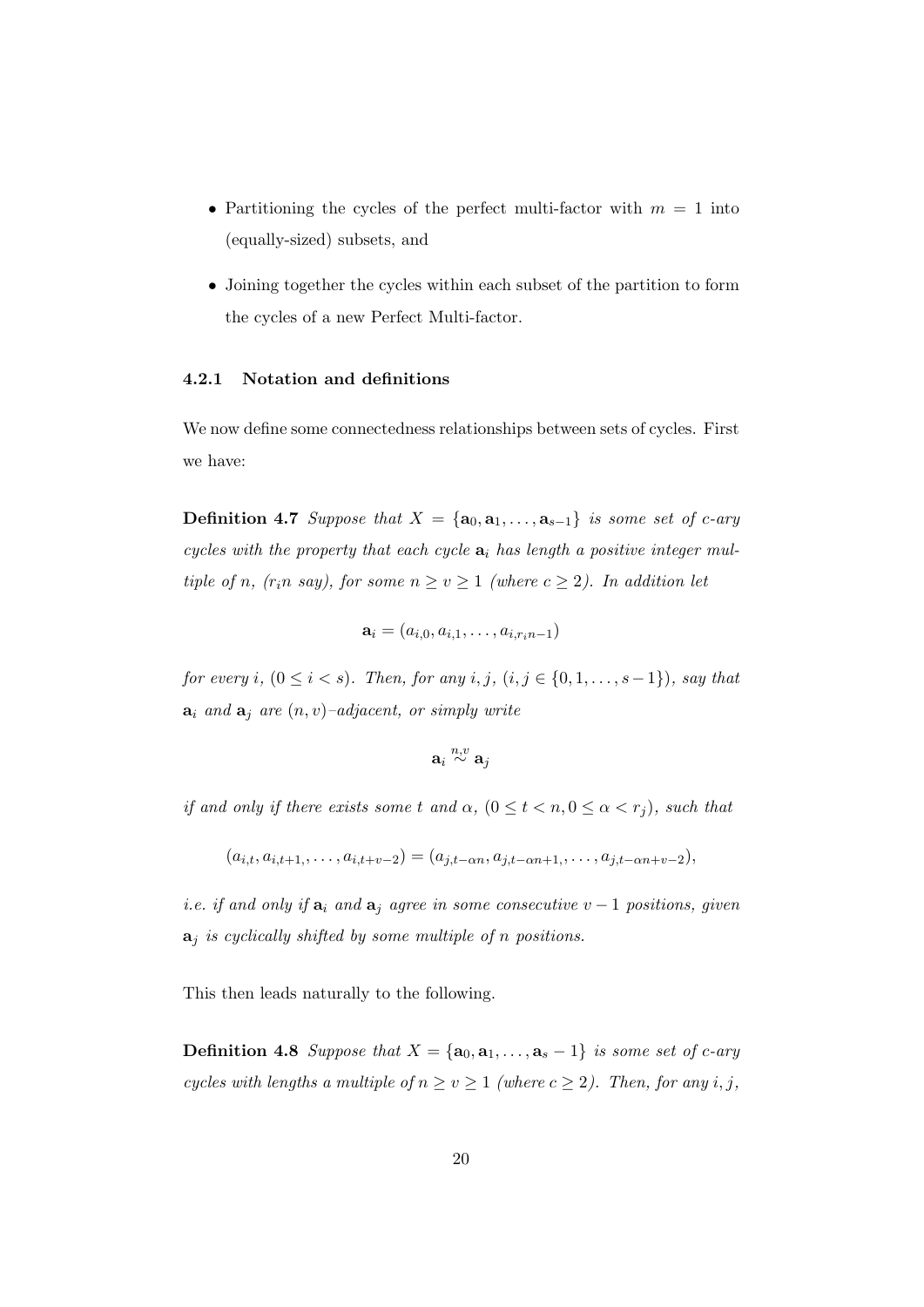- Partitioning the cycles of the perfect multi-factor with $m = 1$ into (equally-sized) subsets, and
- Joining together the cycles within each subset of the partition to form the cycles of a new Perfect Multi-factor.

### 4.2.1 Notation and definitions

We now define some connectedness relationships between sets of cycles. First we have:

**Definition 4.7** *Suppose that $X = \{\mathbf{a}_0, \mathbf{a}_1, \ldots, \mathbf{a}_{s-1}\}$ is some set of c-ary cycles with the property that each cycle $\mathbf{a}_i$ has length a positive integer multiple of n, ($r_i n$ say), for some $n \geq v \geq 1$ (where $c \geq 2$). In addition let*

$$\mathbf{a}_i = (a_{i,0}, a_{i,1}, \ldots, a_{i,r_i n-1})$$

*for every i, ($0 \leq i < s$). Then, for any i, j, ($i, j \in \{0, 1, \ldots, s-1\}$), say that $\mathbf{a}_i$ and $\mathbf{a}_j$ are $(n, v)$–adjacent, or simply write*

$$\mathbf{a}_i \stackrel{n,v}{\sim} \mathbf{a}_j$$

*if and only if there exists some t and $\alpha$, ($0 \leq t < n, 0 \leq \alpha < r_j$), such that*

$$(a_{i,t}, a_{i,t+1,}, \ldots, a_{i,t+v-2}) = (a_{j,t-\alpha n}, a_{j,t-\alpha n+1,}, \ldots, a_{j,t-\alpha n+v-2}),$$

*i.e. if and only if $\mathbf{a}_i$ and $\mathbf{a}_j$ agree in some consecutive $v-1$ positions, given $\mathbf{a}_j$ is cyclically shifted by some multiple of n positions.*

This then leads naturally to the following.

**Definition 4.8** *Suppose that $X = \{\mathbf{a}_0, \mathbf{a}_1, \ldots, \mathbf{a}_s - 1\}$ is some set of c-ary cycles with lengths a multiple of $n \geq v \geq 1$ (where $c \geq 2$). Then, for any i, j,*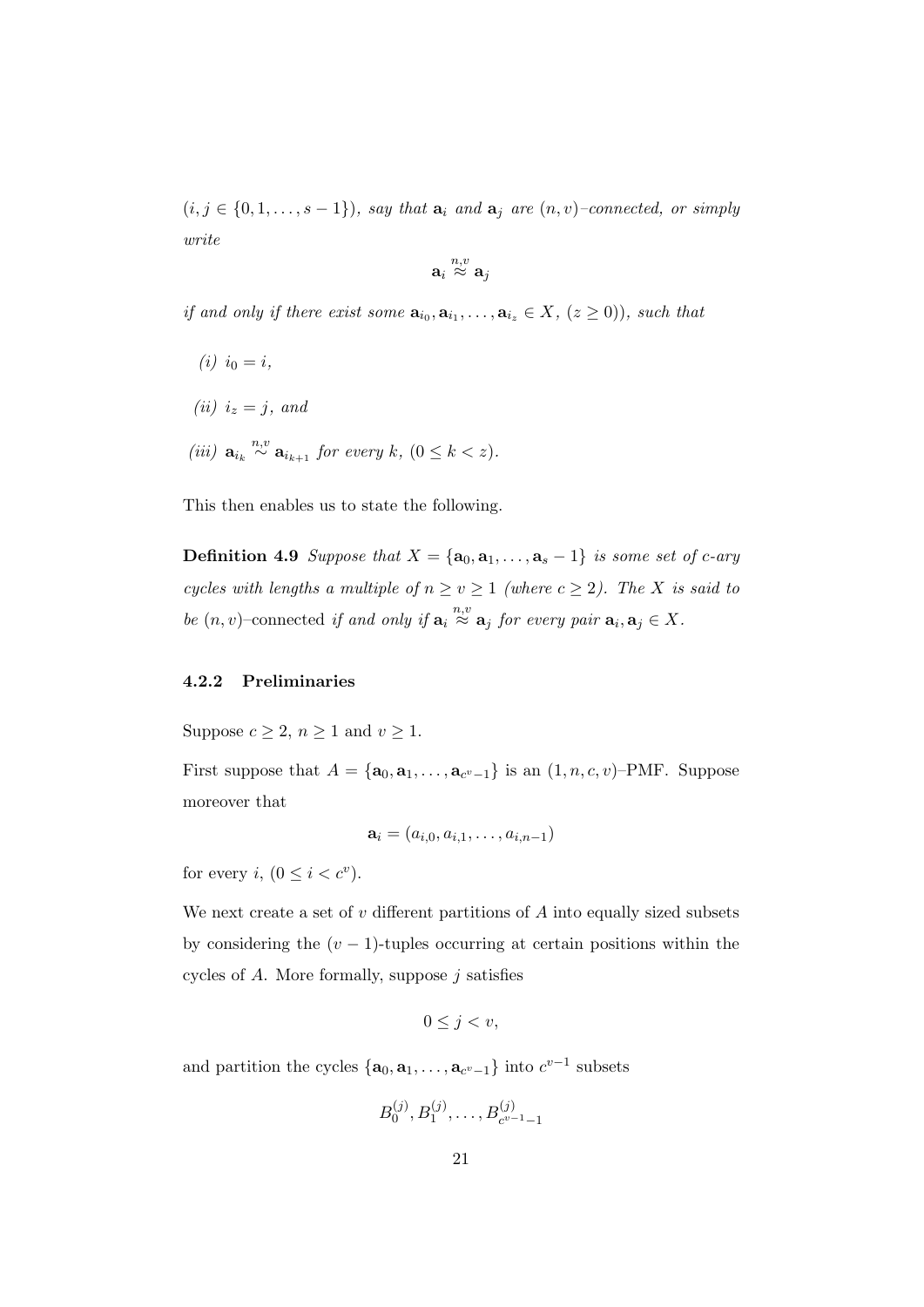$(i, j \in \{0, 1, \ldots, s-1\})$, *say that* $\mathbf{a}_i$ *and* $\mathbf{a}_j$ *are* $(n, v)$*–connected, or simply write*

$$\mathbf{a}_i \overset{n,v}{\approx} \mathbf{a}_j$$

*if and only if there exist some* $\mathbf{a}_{i_0}, \mathbf{a}_{i_1}, \ldots, \mathbf{a}_{i_z} \in X$, $(z \geq 0)$)*, such that*

*(i)* $i_0 = i$,

*(ii)* $i_z = j$*, and*

*(iii)* $\mathbf{a}_{i_k} \overset{n,v}{\sim} \mathbf{a}_{i_{k+1}}$ *for every* $k$*,* $(0 \leq k < z)$.

This then enables us to state the following.

**Definition 4.9** *Suppose that* $X = \{\mathbf{a}_0, \mathbf{a}_1, \ldots, \mathbf{a}_s - 1\}$ *is some set of* $c$*-ary cycles with lengths a multiple of* $n \geq v \geq 1$ *(where* $c \geq 2$*). The* $X$ *is said to be* $(n, v)$–connected *if and only if* $\mathbf{a}_i \overset{n,v}{\approx} \mathbf{a}_j$ *for every pair* $\mathbf{a}_i, \mathbf{a}_j \in X$.

### 4.2.2 Preliminaries

Suppose $c \geq 2$, $n \geq 1$ and $v \geq 1$.

First suppose that $A = \{\mathbf{a}_0, \mathbf{a}_1, \ldots, \mathbf{a}_{c^v-1}\}$ is an $(1, n, c, v)$–PMF. Suppose moreover that

$$\mathbf{a}_i = (a_{i,0}, a_{i,1}, \ldots, a_{i,n-1})$$

for every $i$, $(0 \leq i < c^v)$.

We next create a set of $v$ different partitions of $A$ into equally sized subsets by considering the $(v-1)$-tuples occurring at certain positions within the cycles of $A$. More formally, suppose $j$ satisfies

$$0 \leq j < v,$$

and partition the cycles $\{\mathbf{a}_0, \mathbf{a}_1, \ldots, \mathbf{a}_{c^v-1}\}$ into $c^{v-1}$ subsets

$$B_0^{(j)}, B_1^{(j)}, \ldots, B_{c^{v-1}-1}^{(j)}$$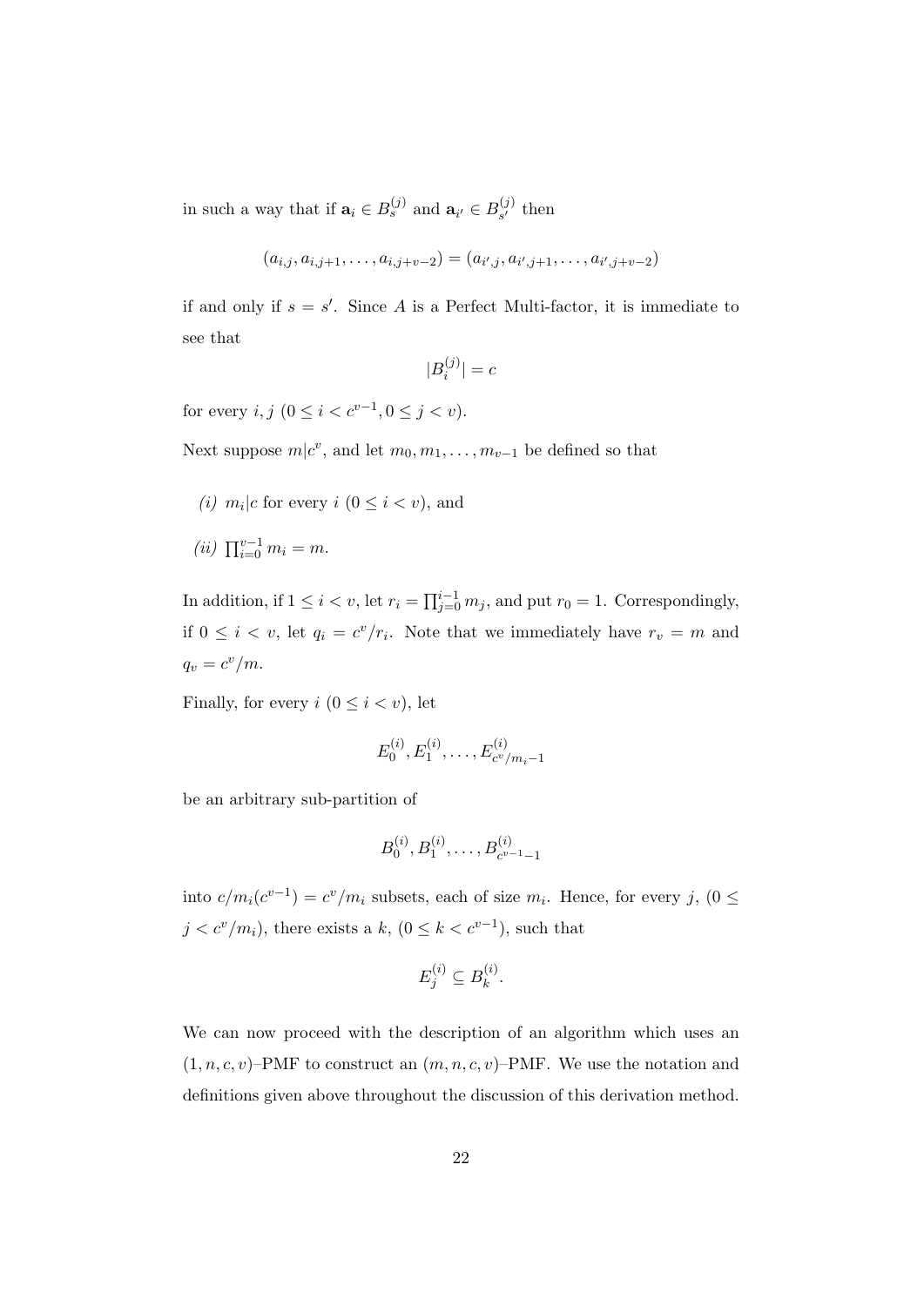in such a way that if $\mathbf{a}_i \in B_s^{(j)}$ and $\mathbf{a}_{i'} \in B_{s'}^{(j)}$ then

$$(a_{i,j}, a_{i,j+1}, \ldots, a_{i,j+v-2}) = (a_{i',j}, a_{i',j+1}, \ldots, a_{i',j+v-2})$$

if and only if $s = s'$. Since $A$ is a Perfect Multi-factor, it is immediate to see that

$$|B_i^{(j)}| = c$$

for every $i, j$ $(0 \leq i < c^{v-1}, 0 \leq j < v)$.

Next suppose $m | c^v$, and let $m_0, m_1, \ldots, m_{v-1}$ be defined so that

*(i)* $m_i | c$ for every $i$ $(0 \leq i < v)$, and

*(ii)* $\prod_{i=0}^{v-1} m_i = m$.

In addition, if $1 \leq i < v$, let $r_i = \prod_{j=0}^{i-1} m_j$, and put $r_0 = 1$. Correspondingly, if $0 \leq i < v$, let $q_i = c^v / r_i$. Note that we immediately have $r_v = m$ and $q_v = c^v / m$.

Finally, for every $i$ $(0 \leq i < v)$, let

$$E_0^{(i)}, E_1^{(i)}, \ldots, E_{c^v/m_i - 1}^{(i)}$$

be an arbitrary sub-partition of

$$B_0^{(i)}, B_1^{(i)}, \ldots, B_{c^{v-1}-1}^{(i)}$$

into $c/m_i(c^{v-1}) = c^v/m_i$ subsets, each of size $m_i$. Hence, for every $j$, $(0 \leq j < c^v/m_i)$, there exists a $k$, $(0 \leq k < c^{v-1})$, such that

$$E_j^{(i)} \subseteq B_k^{(i)}.$$

We can now proceed with the description of an algorithm which uses an $(1, n, c, v)$–PMF to construct an $(m, n, c, v)$–PMF. We use the notation and definitions given above throughout the discussion of this derivation method.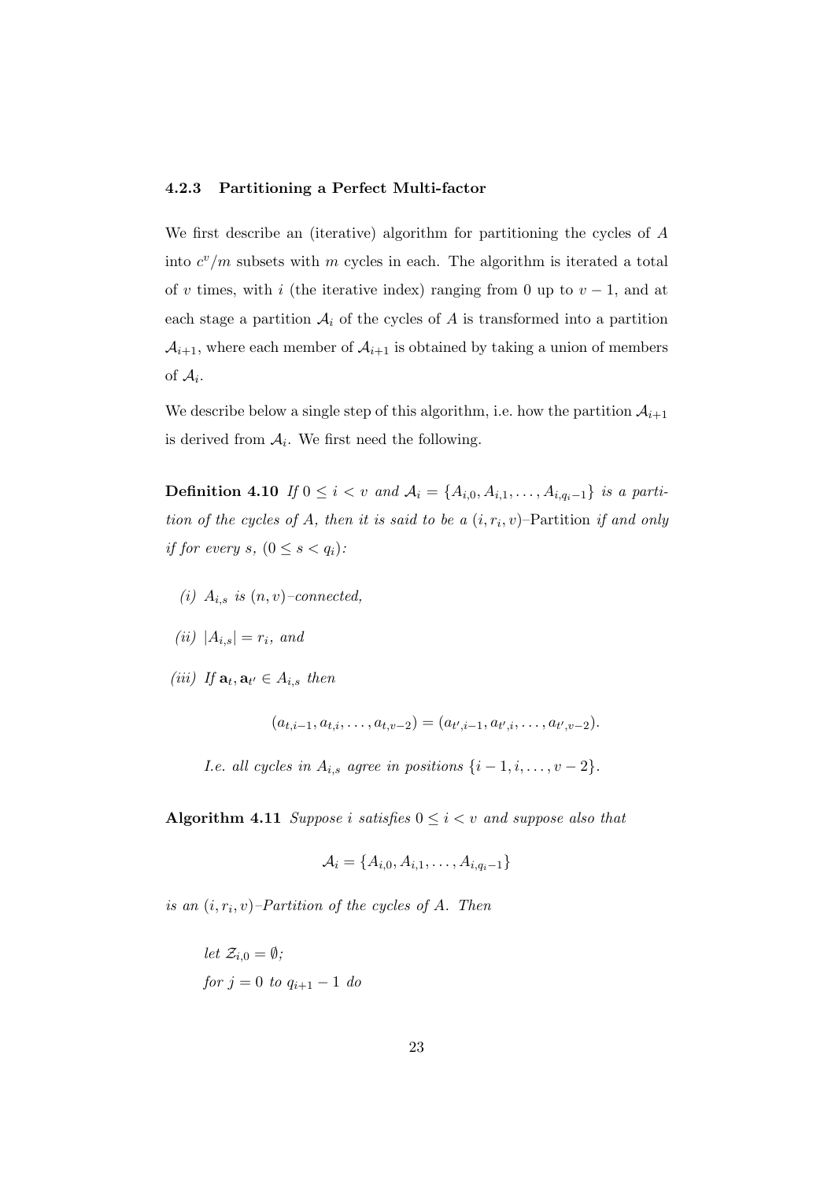### 4.2.3 Partitioning a Perfect Multi-factor

We first describe an (iterative) algorithm for partitioning the cycles of $A$ into $c^v/m$ subsets with $m$ cycles in each. The algorithm is iterated a total of $v$ times, with $i$ (the iterative index) ranging from 0 up to $v-1$, and at each stage a partition $\mathcal{A}_i$ of the cycles of $A$ is transformed into a partition $\mathcal{A}_{i+1}$, where each member of $\mathcal{A}_{i+1}$ is obtained by taking a union of members of $\mathcal{A}_i$.

We describe below a single step of this algorithm, i.e. how the partition $\mathcal{A}_{i+1}$ is derived from $\mathcal{A}_i$. We first need the following.

**Definition 4.10** *If $0 \leq i < v$ and $\mathcal{A}_i = \{A_{i,0}, A_{i,1}, \ldots, A_{i,q_i-1}\}$ is a partition of the cycles of $A$, then it is said to be a $(i, r_i, v)$–*Partition *if and only if for every $s$, $(0 \leq s < q_i)$:*

- *(i) $A_{i,s}$ is $(n, v)$–connected,*
- *(ii) $|A_{i,s}| = r_i$, and*
- *(iii) If $\mathbf{a}_t, \mathbf{a}_{t'} \in A_{i,s}$ then*

$$(a_{t,i-1}, a_{t,i}, \ldots, a_{t,v-2}) = (a_{t',i-1}, a_{t',i}, \ldots, a_{t',v-2}).$$

*I.e. all cycles in $A_{i,s}$ agree in positions $\{i-1, i, \ldots, v-2\}$.*

**Algorithm 4.11** *Suppose $i$ satisfies $0 \leq i < v$ and suppose also that*

$$\mathcal{A}_i = \{A_{i,0}, A_{i,1}, \ldots, A_{i,q_i-1}\}$$

*is an $(i, r_i, v)$–Partition of the cycles of $A$. Then*

*let $\mathcal{Z}_{i,0} = \emptyset$;*
*for $j = 0$ to $q_{i+1} - 1$ do*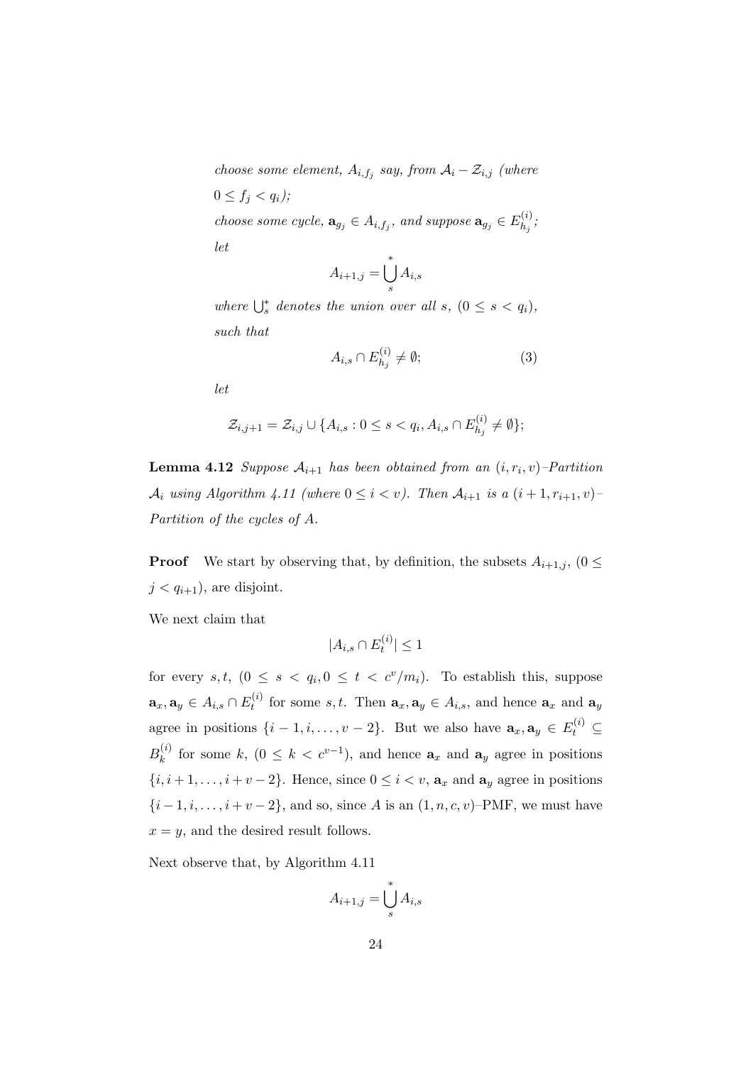*choose some element, $A_{i,f_j}$ say, from $\mathcal{A}_i - \mathcal{Z}_{i,j}$ (where $0 \leq f_j < q_i$);*

*choose some cycle, $\mathbf{a}_{g_j} \in A_{i,f_j}$, and suppose $\mathbf{a}_{g_j} \in E^{(i)}_{h_j}$;*

*let*

$$A_{i+1,j} = \bigcup_s^* A_{i,s}$$

*where $\bigcup_s^*$ denotes the union over all $s$, $(0 \leq s < q_i)$, such that*

$$A_{i,s} \cap E^{(i)}_{h_j} \neq \emptyset; \tag{3}$$

*let*

$$\mathcal{Z}_{i,j+1} = \mathcal{Z}_{i,j} \cup \{A_{i,s} : 0 \leq s < q_i, A_{i,s} \cap E^{(i)}_{h_j} \neq \emptyset\};$$

**Lemma 4.12** *Suppose $\mathcal{A}_{i+1}$ has been obtained from an $(i, r_i, v)$–Partition $\mathcal{A}_i$ using Algorithm 4.11 (where $0 \leq i < v$). Then $\mathcal{A}_{i+1}$ is a $(i+1, r_{i+1}, v)$–Partition of the cycles of $A$.*

**Proof** We start by observing that, by definition, the subsets $A_{i+1,j}$, $(0 \leq j < q_{i+1})$, are disjoint.

We next claim that

$$|A_{i,s} \cap E^{(i)}_t| \leq 1$$

for every $s, t$, $(0 \leq s < q_i, 0 \leq t < c^v/m_i)$. To establish this, suppose $\mathbf{a}_x, \mathbf{a}_y \in A_{i,s} \cap E^{(i)}_t$ for some $s, t$. Then $\mathbf{a}_x, \mathbf{a}_y \in A_{i,s}$, and hence $\mathbf{a}_x$ and $\mathbf{a}_y$ agree in positions $\{i-1, i, \ldots, v-2\}$. But we also have $\mathbf{a}_x, \mathbf{a}_y \in E^{(i)}_t \subseteq B^{(i)}_k$ for some $k$, $(0 \leq k < c^{v-1})$, and hence $\mathbf{a}_x$ and $\mathbf{a}_y$ agree in positions $\{i, i+1, \ldots, i+v-2\}$. Hence, since $0 \leq i < v$, $\mathbf{a}_x$ and $\mathbf{a}_y$ agree in positions $\{i-1, i, \ldots, i+v-2\}$, and so, since $A$ is an $(1, n, c, v)$–PMF, we must have $x = y$, and the desired result follows.

Next observe that, by Algorithm 4.11

$$A_{i+1,j} = \bigcup_s^* A_{i,s}$$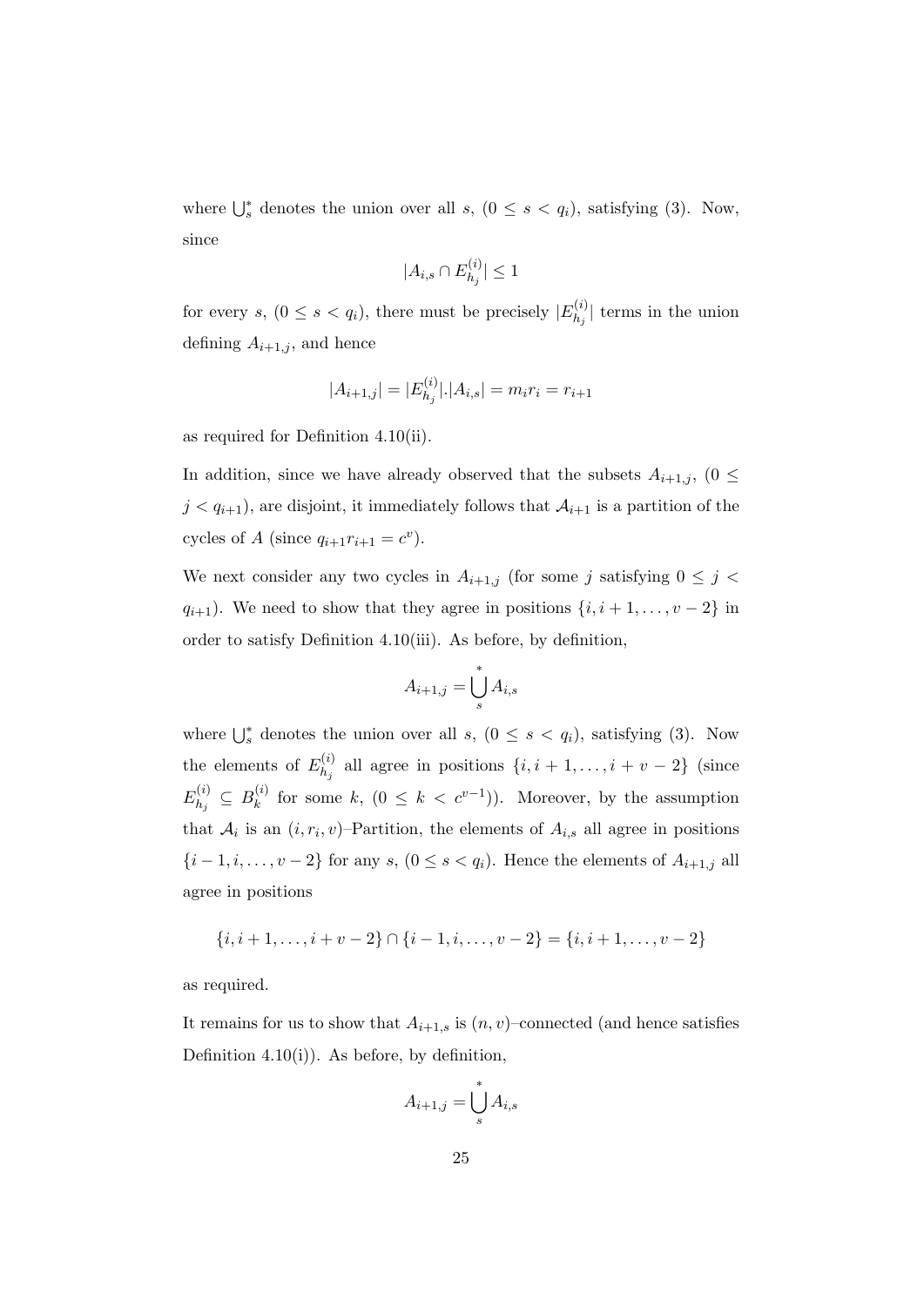where $\bigcup_s^*$ denotes the union over all $s$, $(0 \leq s < q_i)$, satisfying (3). Now, since

$$|A_{i,s} \cap E_{h_j}^{(i)}| \leq 1$$

for every $s$, $(0 \leq s < q_i)$, there must be precisely $|E_{h_j}^{(i)}|$ terms in the union defining $A_{i+1,j}$, and hence

$$|A_{i+1,j}| = |E_{h_j}^{(i)}|.|A_{i,s}| = m_i r_i = r_{i+1}$$

as required for Definition 4.10(ii).

In addition, since we have already observed that the subsets $A_{i+1,j}$, $(0 \leq j < q_{i+1})$, are disjoint, it immediately follows that $\mathcal{A}_{i+1}$ is a partition of the cycles of $A$ (since $q_{i+1}r_{i+1} = c^v$).

We next consider any two cycles in $A_{i+1,j}$ (for some $j$ satisfying $0 \leq j < q_{i+1}$). We need to show that they agree in positions $\{i, i+1, \ldots, v-2\}$ in order to satisfy Definition 4.10(iii). As before, by definition,

$$A_{i+1,j} = \bigcup_s^* A_{i,s}$$

where $\bigcup_s^*$ denotes the union over all $s$, $(0 \leq s < q_i)$, satisfying (3). Now the elements of $E_{h_j}^{(i)}$ all agree in positions $\{i, i+1, \ldots, i+v-2\}$ (since $E_{h_j}^{(i)} \subseteq B_k^{(i)}$ for some $k$, $(0 \leq k < c^{v-1})$). Moreover, by the assumption that $\mathcal{A}_i$ is an $(i, r_i, v)$–Partition, the elements of $A_{i,s}$ all agree in positions $\{i-1, i, \ldots, v-2\}$ for any $s$, $(0 \leq s < q_i)$. Hence the elements of $A_{i+1,j}$ all agree in positions

$$\{i, i+1, \ldots, i+v-2\} \cap \{i-1, i, \ldots, v-2\} = \{i, i+1, \ldots, v-2\}$$

as required.

It remains for us to show that $A_{i+1,s}$ is $(n, v)$–connected (and hence satisfies Definition 4.10(i)). As before, by definition,

$$A_{i+1,j} = \bigcup_s^* A_{i,s}$$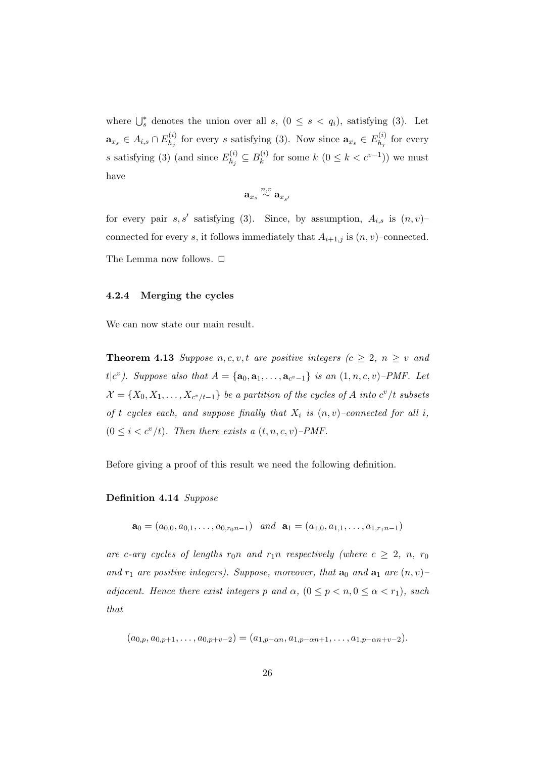where $\bigcup_s^*$ denotes the union over all $s$, $(0 \leq s < q_i)$, satisfying (3). Let $\mathbf{a}_{x_s} \in A_{i,s} \cap E_{h_j}^{(i)}$ for every $s$ satisfying (3). Now since $\mathbf{a}_{x_s} \in E_{h_j}^{(i)}$ for every $s$ satisfying (3) (and since $E_{h_j}^{(i)} \subseteq B_k^{(i)}$ for some $k$ $(0 \leq k < c^{v-1})$) we must have

$$\mathbf{a}_{x_s} \stackrel{n,v}{\sim} \mathbf{a}_{x_{s'}}$$

for every pair $s, s'$ satisfying (3). Since, by assumption, $A_{i,s}$ is $(n,v)$–connected for every $s$, it follows immediately that $A_{i+1,j}$ is $(n,v)$–connected.

The Lemma now follows. $\Box$

### 4.2.4 Merging the cycles

We can now state our main result.

**Theorem 4.13** *Suppose $n, c, v, t$ are positive integers ($c \geq 2$, $n \geq v$ and $t | c^v$). Suppose also that $A = \{\mathbf{a}_0, \mathbf{a}_1, \ldots, \mathbf{a}_{c^v-1}\}$ is an $(1,n,c,v)$–PMF. Let $\mathcal{X} = \{X_0, X_1, \ldots, X_{c^v/t-1}\}$ be a partition of the cycles of $A$ into $c^v/t$ subsets of $t$ cycles each, and suppose finally that $X_i$ is $(n,v)$–connected for all $i$, $(0 \leq i < c^v/t)$. Then there exists a $(t,n,c,v)$–PMF.*

Before giving a proof of this result we need the following definition.

**Definition 4.14** *Suppose*

$$\mathbf{a}_0 = (a_{0,0}, a_{0,1}, \ldots, a_{0,r_0n-1}) \quad \textit{and} \quad \mathbf{a}_1 = (a_{1,0}, a_{1,1}, \ldots, a_{1,r_1n-1})$$

*are $c$-ary cycles of lengths $r_0n$ and $r_1n$ respectively (where $c \geq 2$, $n$, $r_0$ and $r_1$ are positive integers). Suppose, moreover, that $\mathbf{a}_0$ and $\mathbf{a}_1$ are $(n,v)$–adjacent. Hence there exist integers $p$ and $\alpha$, $(0 \leq p < n, 0 \leq \alpha < r_1)$, such that*

$$(a_{0,p}, a_{0,p+1}, \ldots, a_{0,p+v-2}) = (a_{1,p-\alpha n}, a_{1,p-\alpha n+1}, \ldots, a_{1,p-\alpha n+v-2}).$$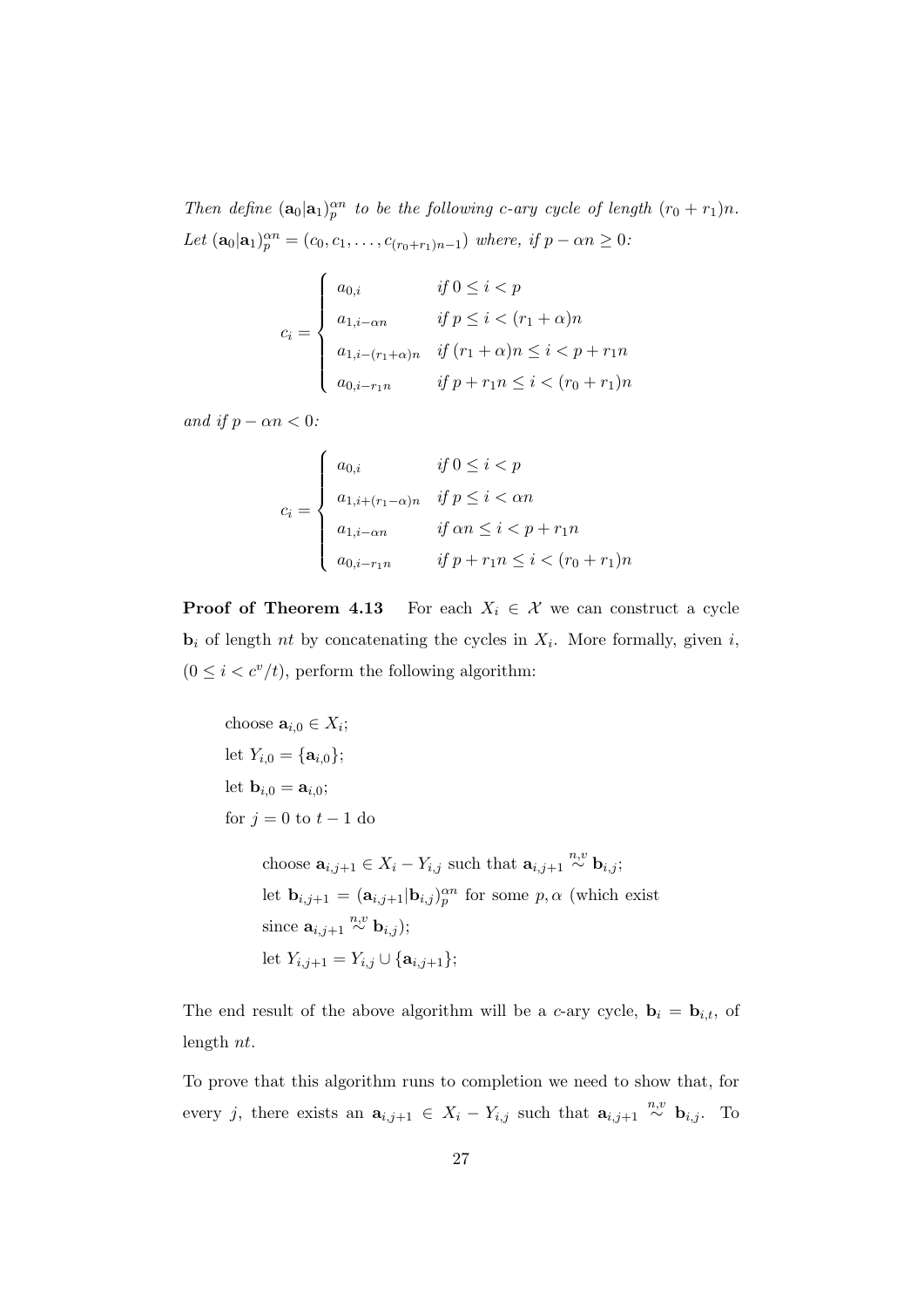*Then define* $(\mathbf{a}_0|\mathbf{a}_1)_p^{\alpha n}$ *to be the following c-ary cycle of length* $(r_0 + r_1)n$*. Let* $(\mathbf{a}_0|\mathbf{a}_1)_p^{\alpha n} = (c_0, c_1, \ldots, c_{(r_0+r_1)n-1})$ *where, if* $p - \alpha n \geq 0$*:*

$$c_i = \begin{cases} a_{0,i} & \text{if } 0 \leq i < p \\ a_{1,i-\alpha n} & \text{if } p \leq i < (r_1 + \alpha)n \\ a_{1,i-(r_1+\alpha)n} & \text{if } (r_1 + \alpha)n \leq i < p + r_1 n \\ a_{0,i-r_1 n} & \text{if } p + r_1 n \leq i < (r_0 + r_1)n \end{cases}$$

*and if* $p - \alpha n < 0$*:*

$$c_i = \begin{cases} a_{0,i} & \text{if } 0 \leq i < p \\ a_{1,i+(r_1-\alpha)n} & \text{if } p \leq i < \alpha n \\ a_{1,i-\alpha n} & \text{if } \alpha n \leq i < p + r_1 n \\ a_{0,i-r_1 n} & \text{if } p + r_1 n \leq i < (r_0 + r_1)n \end{cases}$$

**Proof of Theorem 4.13** For each $X_i \in \mathcal{X}$ we can construct a cycle $\mathbf{b}_i$ of length $nt$ by concatenating the cycles in $X_i$. More formally, given $i$, $(0 \leq i < c^v/t)$, perform the following algorithm:

> choose $\mathbf{a}_{i,0} \in X_i$;
>
> let $Y_{i,0} = \{\mathbf{a}_{i,0}\}$;
>
> let $\mathbf{b}_{i,0} = \mathbf{a}_{i,0}$;
>
> for $j = 0$ to $t - 1$ do
>
> > choose $\mathbf{a}_{i,j+1} \in X_i - Y_{i,j}$ such that $\mathbf{a}_{i,j+1} \overset{n,v}{\sim} \mathbf{b}_{i,j}$;
> >
> > let $\mathbf{b}_{i,j+1} = (\mathbf{a}_{i,j+1}|\mathbf{b}_{i,j})_p^{\alpha n}$ for some $p, \alpha$ (which exist since $\mathbf{a}_{i,j+1} \overset{n,v}{\sim} \mathbf{b}_{i,j}$);
> >
> > let $Y_{i,j+1} = Y_{i,j} \cup \{\mathbf{a}_{i,j+1}\}$;

The end result of the above algorithm will be a $c$-ary cycle, $\mathbf{b}_i = \mathbf{b}_{i,t}$, of length $nt$.

To prove that this algorithm runs to completion we need to show that, for every $j$, there exists an $\mathbf{a}_{i,j+1} \in X_i - Y_{i,j}$ such that $\mathbf{a}_{i,j+1} \overset{n,v}{\sim} \mathbf{b}_{i,j}$. To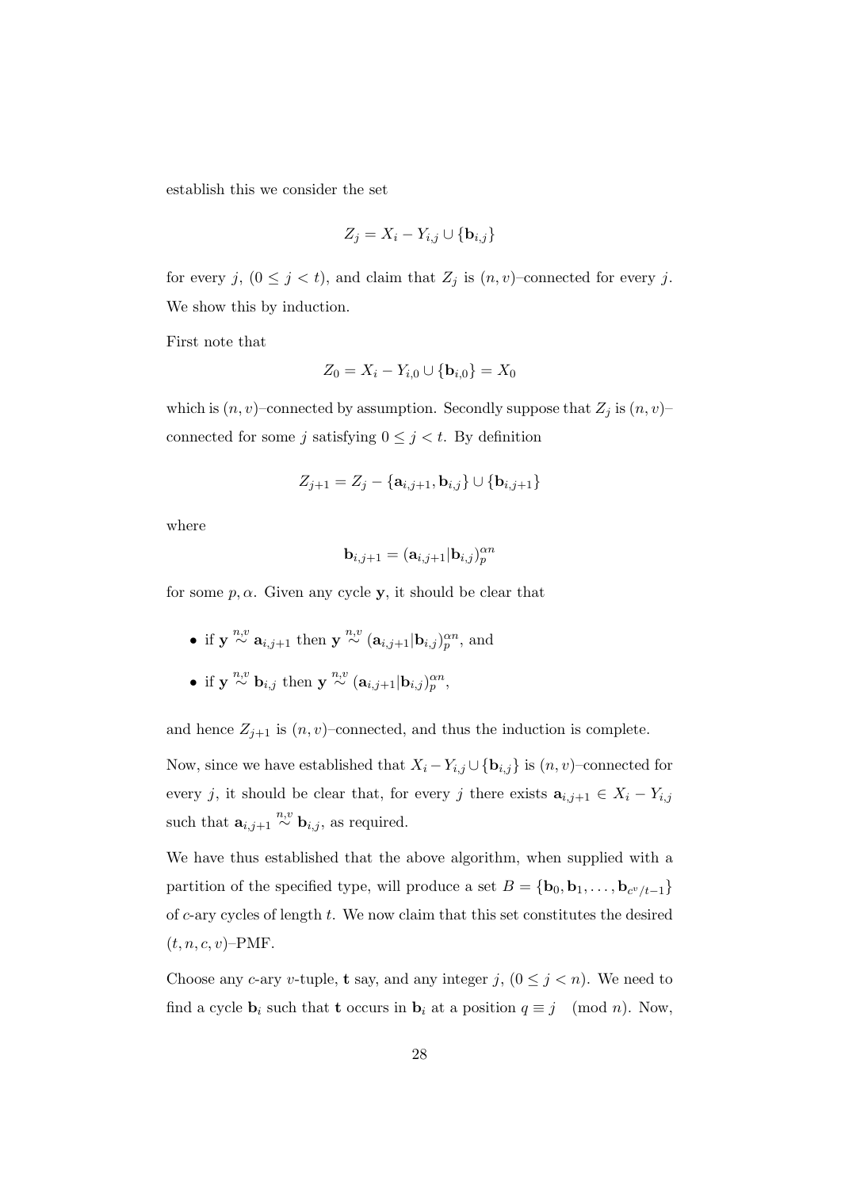establish this we consider the set

$$Z_j = X_i - Y_{i,j} \cup \{\mathbf{b}_{i,j}\}$$

for every $j$, $(0 \leq j < t)$, and claim that $Z_j$ is $(n, v)$–connected for every $j$. We show this by induction.

First note that

$$Z_0 = X_i - Y_{i,0} \cup \{\mathbf{b}_{i,0}\} = X_0$$

which is $(n, v)$–connected by assumption. Secondly suppose that $Z_j$ is $(n, v)$–connected for some $j$ satisfying $0 \leq j < t$. By definition

$$Z_{j+1} = Z_j - \{\mathbf{a}_{i,j+1}, \mathbf{b}_{i,j}\} \cup \{\mathbf{b}_{i,j+1}\}$$

where

$$\mathbf{b}_{i,j+1} = (\mathbf{a}_{i,j+1}|\mathbf{b}_{i,j})_p^{\alpha n}$$

for some $p, \alpha$. Given any cycle $\mathbf{y}$, it should be clear that

- if $\mathbf{y} \overset{n,v}{\sim} \mathbf{a}_{i,j+1}$ then $\mathbf{y} \overset{n,v}{\sim} (\mathbf{a}_{i,j+1}|\mathbf{b}_{i,j})_p^{\alpha n}$, and
- if $\mathbf{y} \overset{n,v}{\sim} \mathbf{b}_{i,j}$ then $\mathbf{y} \overset{n,v}{\sim} (\mathbf{a}_{i,j+1}|\mathbf{b}_{i,j})_p^{\alpha n}$,

and hence $Z_{j+1}$ is $(n, v)$–connected, and thus the induction is complete.

Now, since we have established that $X_i - Y_{i,j} \cup \{\mathbf{b}_{i,j}\}$ is $(n, v)$–connected for every $j$, it should be clear that, for every $j$ there exists $\mathbf{a}_{i,j+1} \in X_i - Y_{i,j}$ such that $\mathbf{a}_{i,j+1} \overset{n,v}{\sim} \mathbf{b}_{i,j}$, as required.

We have thus established that the above algorithm, when supplied with a partition of the specified type, will produce a set $B = \{\mathbf{b}_0, \mathbf{b}_1, \ldots, \mathbf{b}_{c^v/t-1}\}$ of $c$-ary cycles of length $t$. We now claim that this set constitutes the desired $(t, n, c, v)$–PMF.

Choose any $c$-ary $v$-tuple, $\mathbf{t}$ say, and any integer $j$, $(0 \leq j < n)$. We need to find a cycle $\mathbf{b}_i$ such that $\mathbf{t}$ occurs in $\mathbf{b}_i$ at a position $q \equiv j \pmod{n}$. Now,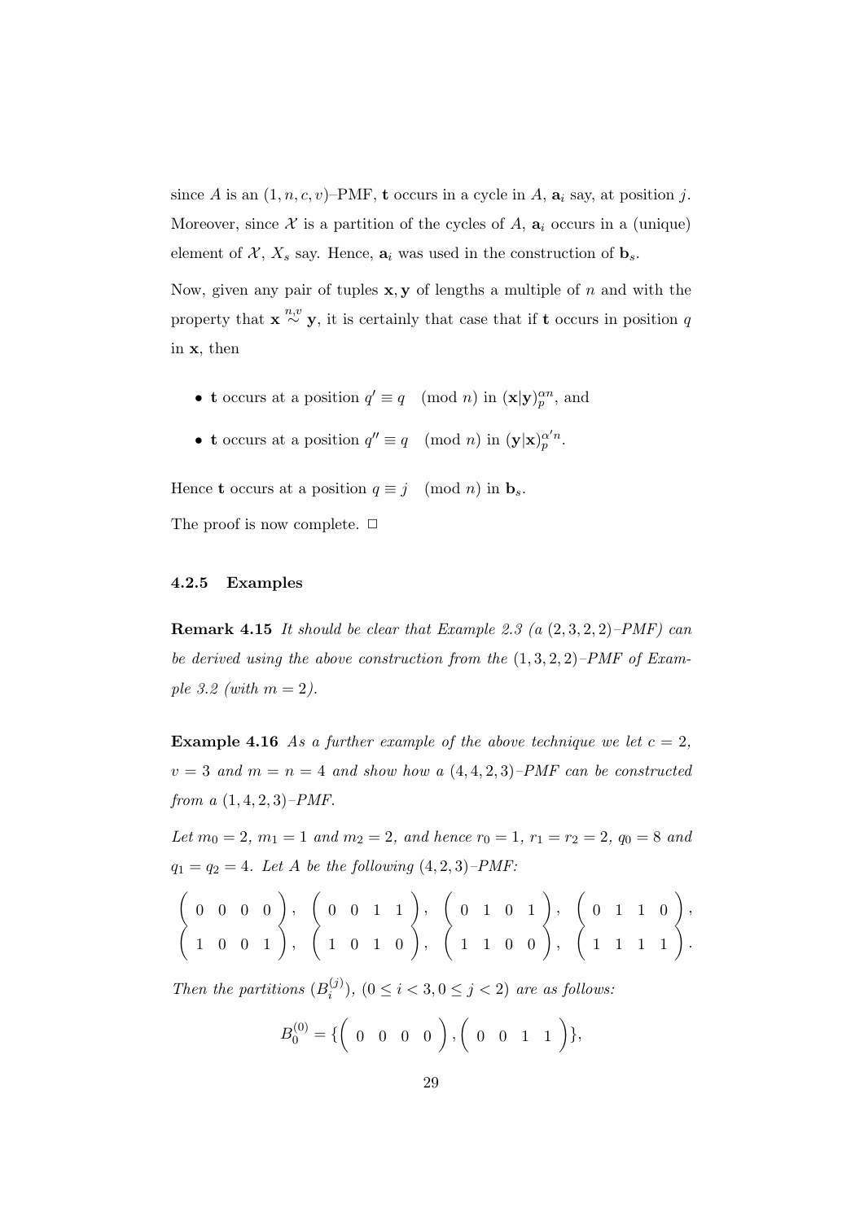since $A$ is an $(1, n, c, v)$–PMF, $\mathbf{t}$ occurs in a cycle in $A$, $\mathbf{a}_i$ say, at position $j$. Moreover, since $\mathcal{X}$ is a partition of the cycles of $A$, $\mathbf{a}_i$ occurs in a (unique) element of $\mathcal{X}$, $X_s$ say. Hence, $\mathbf{a}_i$ was used in the construction of $\mathbf{b}_s$.

Now, given any pair of tuples $\mathbf{x}, \mathbf{y}$ of lengths a multiple of $n$ and with the property that $\mathbf{x} \overset{n,v}{\sim} \mathbf{y}$, it is certainly that case that if $\mathbf{t}$ occurs in position $q$ in $\mathbf{x}$, then

- $\mathbf{t}$ occurs at a position $q' \equiv q \pmod{n}$ in $(\mathbf{x}|\mathbf{y})_p^{\alpha n}$, and
- $\mathbf{t}$ occurs at a position $q'' \equiv q \pmod{n}$ in $(\mathbf{y}|\mathbf{x})_p^{\alpha' n}$.

Hence $\mathbf{t}$ occurs at a position $q \equiv j \pmod{n}$ in $\mathbf{b}_s$.

The proof is now complete. $\square$

### 4.2.5 Examples

**Remark 4.15** *It should be clear that Example 2.3 (a $(2, 3, 2, 2)$–PMF) can be derived using the above construction from the $(1, 3, 2, 2)$–PMF of Example 3.2 (with $m = 2$).*

**Example 4.16** *As a further example of the above technique we let $c = 2$, $v = 3$ and $m = n = 4$ and show how a $(4, 4, 2, 3)$–PMF can be constructed from a $(1, 4, 2, 3)$–PMF.*

*Let $m_0 = 2$, $m_1 = 1$ and $m_2 = 2$, and hence $r_0 = 1$, $r_1 = r_2 = 2$, $q_0 = 8$ and $q_1 = q_2 = 4$. Let $A$ be the following $(4, 2, 3)$–PMF:*

$$\begin{pmatrix} 0 & 0 & 0 & 0 \end{pmatrix}, \begin{pmatrix} 0 & 0 & 1 & 1 \end{pmatrix}, \begin{pmatrix} 0 & 1 & 0 & 1 \end{pmatrix}, \begin{pmatrix} 0 & 1 & 1 & 0 \end{pmatrix},$$
$$\begin{pmatrix} 1 & 0 & 0 & 1 \end{pmatrix}, \begin{pmatrix} 1 & 0 & 1 & 0 \end{pmatrix}, \begin{pmatrix} 1 & 1 & 0 & 0 \end{pmatrix}, \begin{pmatrix} 1 & 1 & 1 & 1 \end{pmatrix}.$$

*Then the partitions $(B_i^{(j)})$, $(0 \leq i < 3, 0 \leq j < 2)$ are as follows:*

$$B_0^{(0)} = \{\begin{pmatrix} 0 & 0 & 0 & 0 \end{pmatrix}, \begin{pmatrix} 0 & 0 & 1 & 1 \end{pmatrix}\},$$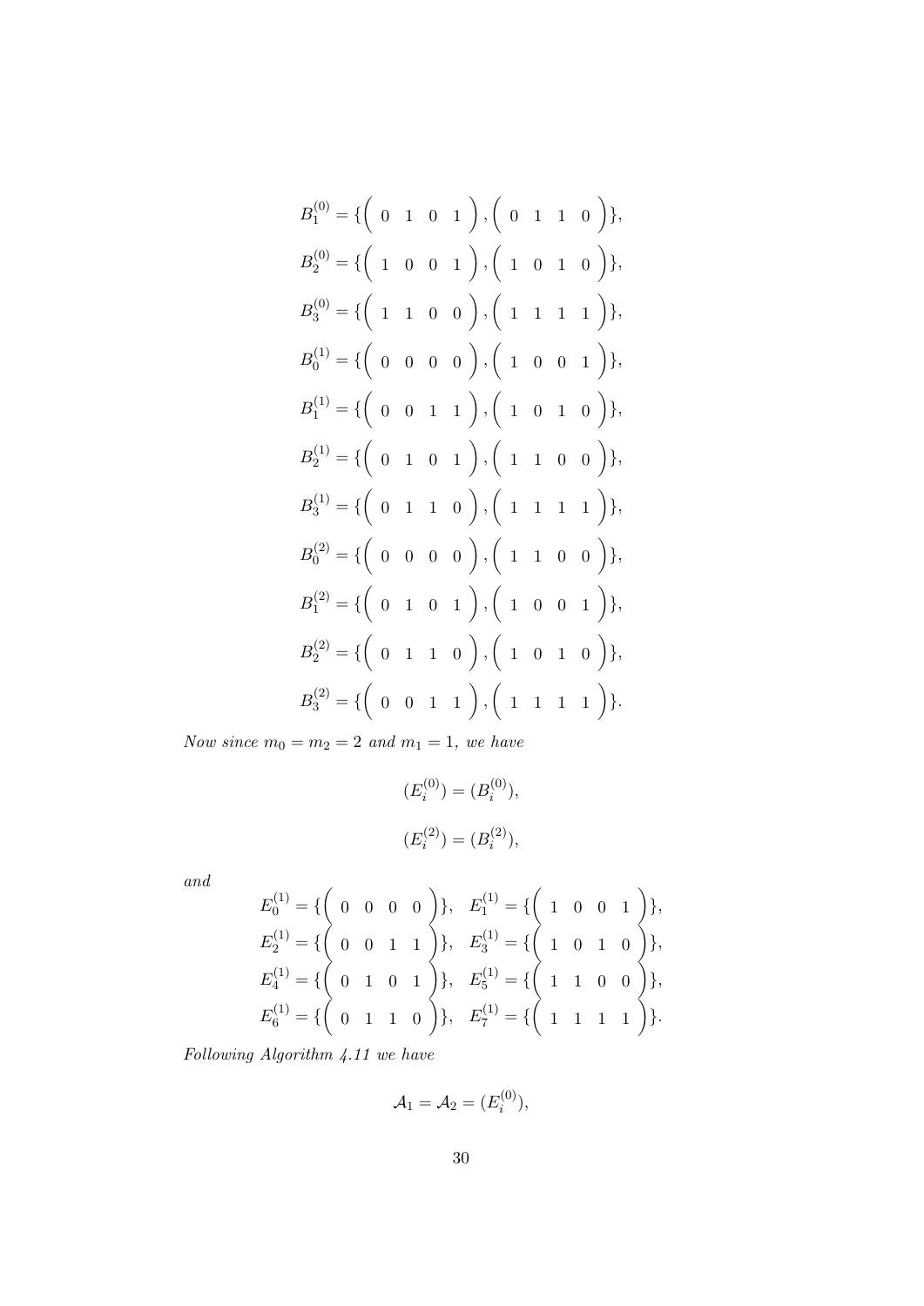$$B_1^{(0)} = \{\begin{pmatrix} 0 & 1 & 0 & 1 \end{pmatrix}, \begin{pmatrix} 0 & 1 & 1 & 0 \end{pmatrix}\},$$

$$B_2^{(0)} = \{\begin{pmatrix} 1 & 0 & 0 & 1 \end{pmatrix}, \begin{pmatrix} 1 & 0 & 1 & 0 \end{pmatrix}\},$$

$$B_3^{(0)} = \{\begin{pmatrix} 1 & 1 & 0 & 0 \end{pmatrix}, \begin{pmatrix} 1 & 1 & 1 & 1 \end{pmatrix}\},$$

$$B_0^{(1)} = \{\begin{pmatrix} 0 & 0 & 0 & 0 \end{pmatrix}, \begin{pmatrix} 1 & 0 & 0 & 1 \end{pmatrix}\},$$

$$B_1^{(1)} = \{\begin{pmatrix} 0 & 0 & 1 & 1 \end{pmatrix}, \begin{pmatrix} 1 & 0 & 1 & 0 \end{pmatrix}\},$$

$$B_2^{(1)} = \{\begin{pmatrix} 0 & 1 & 0 & 1 \end{pmatrix}, \begin{pmatrix} 1 & 1 & 0 & 0 \end{pmatrix}\},$$

$$B_3^{(1)} = \{\begin{pmatrix} 0 & 1 & 1 & 0 \end{pmatrix}, \begin{pmatrix} 1 & 1 & 1 & 1 \end{pmatrix}\},$$

$$B_0^{(2)} = \{\begin{pmatrix} 0 & 0 & 0 & 0 \end{pmatrix}, \begin{pmatrix} 1 & 1 & 0 & 0 \end{pmatrix}\},$$

$$B_1^{(2)} = \{\begin{pmatrix} 0 & 1 & 0 & 1 \end{pmatrix}, \begin{pmatrix} 1 & 0 & 0 & 1 \end{pmatrix}\},$$

$$B_2^{(2)} = \{\begin{pmatrix} 0 & 1 & 1 & 0 \end{pmatrix}, \begin{pmatrix} 1 & 0 & 1 & 0 \end{pmatrix}\},$$

$$B_3^{(2)} = \{\begin{pmatrix} 0 & 0 & 1 & 1 \end{pmatrix}, \begin{pmatrix} 1 & 1 & 1 & 1 \end{pmatrix}\}.$$

*Now since $m_0 = m_2 = 2$ and $m_1 = 1$, we have*

$$(E_i^{(0)}) = (B_i^{(0)}),$$

$$(E_i^{(2)}) = (B_i^{(2)}),$$

*and*

$$E_0^{(1)} = \{\begin{pmatrix} 0 & 0 & 0 & 0 \end{pmatrix}\}, \quad E_1^{(1)} = \{\begin{pmatrix} 1 & 0 & 0 & 1 \end{pmatrix}\},$$
$$E_2^{(1)} = \{\begin{pmatrix} 0 & 0 & 1 & 1 \end{pmatrix}\}, \quad E_3^{(1)} = \{\begin{pmatrix} 1 & 0 & 1 & 0 \end{pmatrix}\},$$
$$E_4^{(1)} = \{\begin{pmatrix} 0 & 1 & 0 & 1 \end{pmatrix}\}, \quad E_5^{(1)} = \{\begin{pmatrix} 1 & 1 & 0 & 0 \end{pmatrix}\},$$
$$E_6^{(1)} = \{\begin{pmatrix} 0 & 1 & 1 & 0 \end{pmatrix}\}, \quad E_7^{(1)} = \{\begin{pmatrix} 1 & 1 & 1 & 1 \end{pmatrix}\}.$$

*Following Algorithm 4.11 we have*

$$\mathcal{A}_1 = \mathcal{A}_2 = (E_i^{(0)}),$$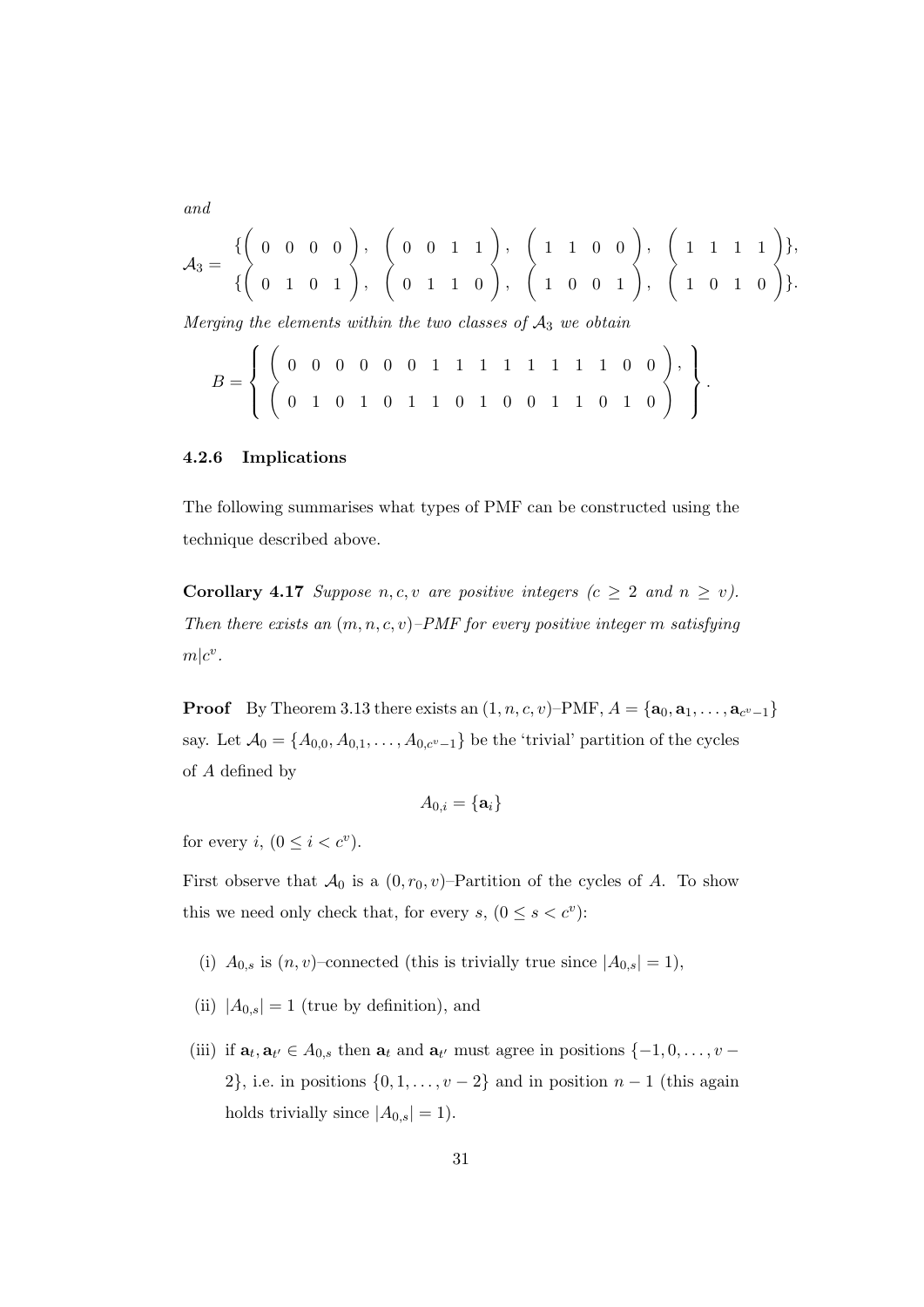*and*

$$\mathcal{A}_3 = \begin{array}{l} \{\begin{pmatrix} 0 & 0 & 0 & 0 \end{pmatrix}, \begin{pmatrix} 0 & 0 & 1 & 1 \end{pmatrix}, \begin{pmatrix} 1 & 1 & 0 & 0 \end{pmatrix}, \begin{pmatrix} 1 & 1 & 1 & 1 \end{pmatrix}\}, \\ \{\begin{pmatrix} 0 & 1 & 0 & 1 \end{pmatrix}, \begin{pmatrix} 0 & 1 & 1 & 0 \end{pmatrix}, \begin{pmatrix} 1 & 0 & 0 & 1 \end{pmatrix}, \begin{pmatrix} 1 & 0 & 1 & 0 \end{pmatrix}\}. \end{array}$$

*Merging the elements within the two classes of* $\mathcal{A}_3$ *we obtain*

$$B = \left\{ \begin{array}{l} \begin{pmatrix} 0 & 0 & 0 & 0 & 0 & 0 & 1 & 1 & 1 & 1 & 1 & 1 & 1 & 1 & 0 & 0 \end{pmatrix}, \\ \begin{pmatrix} 0 & 1 & 0 & 1 & 0 & 1 & 1 & 0 & 1 & 0 & 0 & 1 & 1 & 0 & 1 & 0 \end{pmatrix} \end{array} \right\}.$$

### 4.2.6 Implications

The following summarises what types of PMF can be constructed using the technique described above.

**Corollary 4.17** *Suppose* $n, c, v$ *are positive integers* ($c \geq 2$ *and* $n \geq v$)*. Then there exists an* $(m, n, c, v)$*–PMF for every positive integer* $m$ *satisfying* $m | c^v$*.*

**Proof** By Theorem 3.13 there exists an $(1, n, c, v)$–PMF, $A = \{\mathbf{a}_0, \mathbf{a}_1, \ldots, \mathbf{a}_{c^v-1}\}$ say. Let $\mathcal{A}_0 = \{A_{0,0}, A_{0,1}, \ldots, A_{0,c^v-1}\}$ be the 'trivial' partition of the cycles of $A$ defined by

$$A_{0,i} = \{\mathbf{a}_i\}$$

for every $i$, $(0 \leq i < c^v)$.

First observe that $\mathcal{A}_0$ is a $(0, r_0, v)$–Partition of the cycles of $A$. To show this we need only check that, for every $s$, $(0 \leq s < c^v)$:

(i) $A_{0,s}$ is $(n, v)$–connected (this is trivially true since $|A_{0,s}| = 1$),

(ii) $|A_{0,s}| = 1$ (true by definition), and

(iii) if $\mathbf{a}_t, \mathbf{a}_{t'} \in A_{0,s}$ then $\mathbf{a}_t$ and $\mathbf{a}_{t'}$ must agree in positions $\{-1, 0, \ldots, v-2\}$, i.e. in positions $\{0, 1, \ldots, v-2\}$ and in position $n-1$ (this again holds trivially since $|A_{0,s}| = 1$).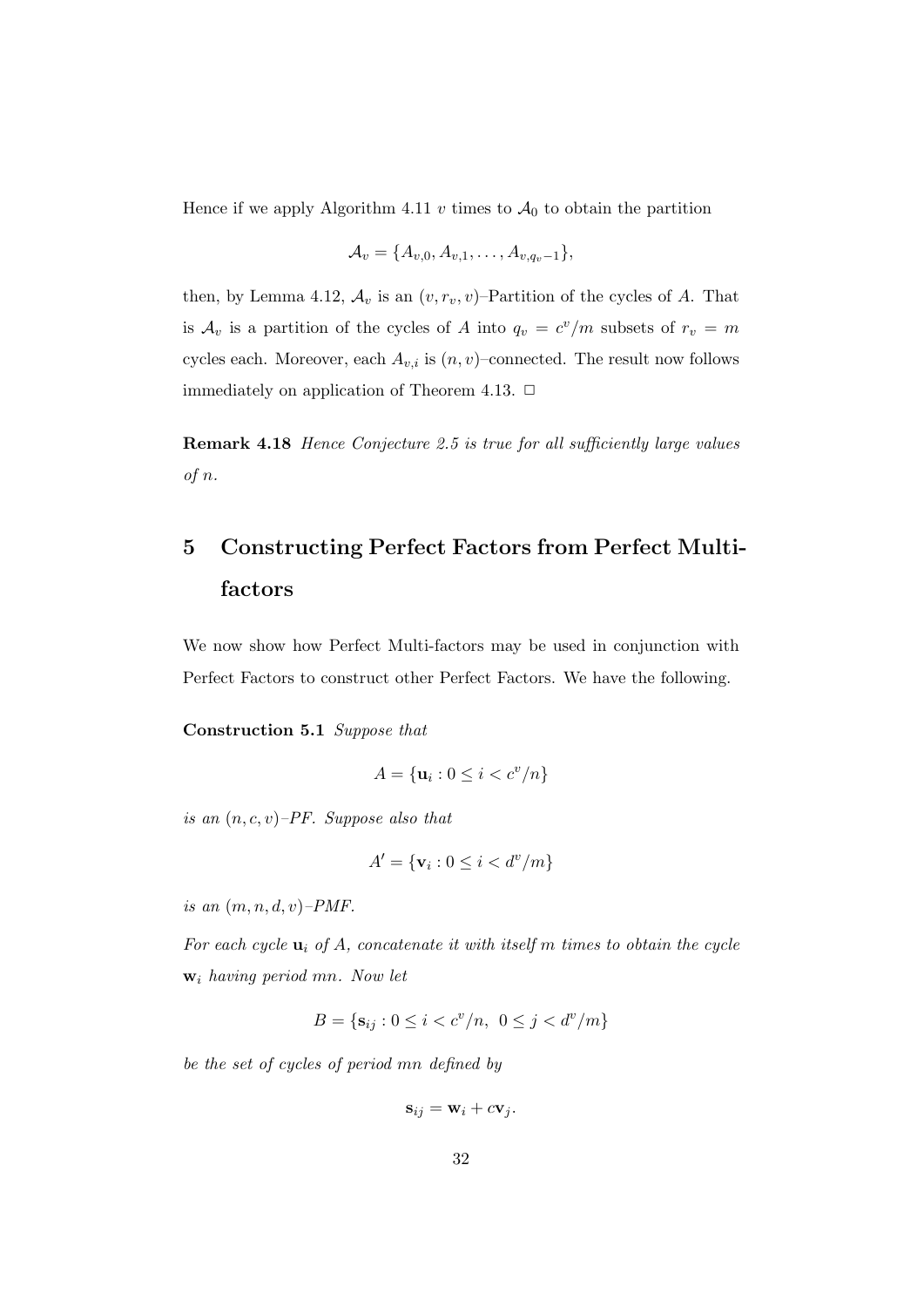Hence if we apply Algorithm 4.11 $v$ times to $\mathcal{A}_0$ to obtain the partition

$$\mathcal{A}_v = \{A_{v,0}, A_{v,1}, \ldots, A_{v,q_v-1}\},$$

then, by Lemma 4.12, $\mathcal{A}_v$ is an $(v, r_v, v)$–Partition of the cycles of $A$. That is $\mathcal{A}_v$ is a partition of the cycles of $A$ into $q_v = c^v/m$ subsets of $r_v = m$ cycles each. Moreover, each $A_{v,i}$ is $(n, v)$–connected. The result now follows immediately on application of Theorem 4.13. □

**Remark 4.18** *Hence Conjecture 2.5 is true for all sufficiently large values of $n$.*

## 5 Constructing Perfect Factors from Perfect Multi-factors

We now show how Perfect Multi-factors may be used in conjunction with Perfect Factors to construct other Perfect Factors. We have the following.

**Construction 5.1** *Suppose that*

$$A = \{\mathbf{u}_i : 0 \leq i < c^v/n\}$$

*is an $(n, c, v)$–PF. Suppose also that*

$$A' = \{\mathbf{v}_i : 0 \leq i < d^v/m\}$$

*is an $(m, n, d, v)$–PMF.*

*For each cycle $\mathbf{u}_i$ of $A$, concatenate it with itself $m$ times to obtain the cycle $\mathbf{w}_i$ having period $mn$. Now let*

$$B = \{\mathbf{s}_{ij} : 0 \leq i < c^v/n,\ 0 \leq j < d^v/m\}$$

*be the set of cycles of period $mn$ defined by*

$$\mathbf{s}_{ij} = \mathbf{w}_i + c\mathbf{v}_j.$$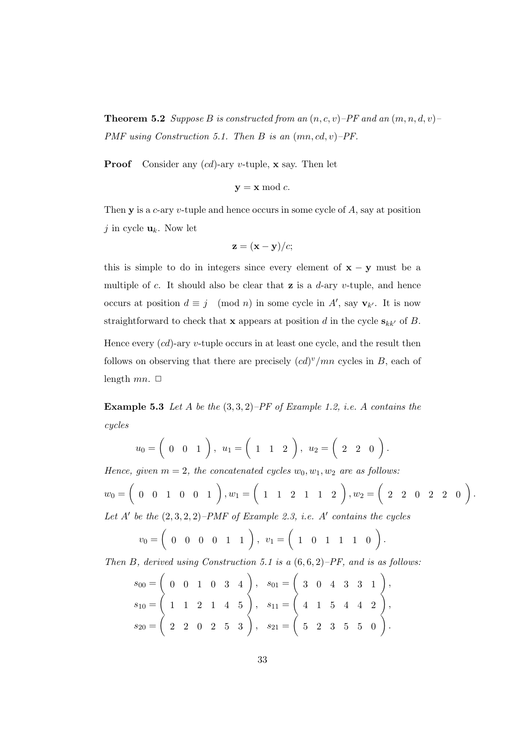**Theorem 5.2** *Suppose $B$ is constructed from an $(n, c, v)$–PF and an $(m, n, d, v)$–PMF using Construction 5.1. Then $B$ is an $(mn, cd, v)$–PF.*

**Proof** Consider any $(cd)$-ary $v$-tuple, $\mathbf{x}$ say. Then let

$$\mathbf{y} = \mathbf{x} \bmod c.$$

Then $\mathbf{y}$ is a $c$-ary $v$-tuple and hence occurs in some cycle of $A$, say at position $j$ in cycle $\mathbf{u}_k$. Now let

$$\mathbf{z} = (\mathbf{x} - \mathbf{y})/c;$$

this is simple to do in integers since every element of $\mathbf{x} - \mathbf{y}$ must be a multiple of $c$. It should also be clear that $\mathbf{z}$ is a $d$-ary $v$-tuple, and hence occurs at position $d \equiv j \pmod{n}$ in some cycle in $A'$, say $\mathbf{v}_{k'}$. It is now straightforward to check that $\mathbf{x}$ appears at position $d$ in the cycle $\mathbf{s}_{kk'}$ of $B$.

Hence every $(cd)$-ary $v$-tuple occurs in at least one cycle, and the result then follows on observing that there are precisely $(cd)^v/mn$ cycles in $B$, each of length $mn$. $\Box$

**Example 5.3** *Let $A$ be the $(3, 3, 2)$–PF of Example 1.2, i.e. $A$ contains the cycles*

$$u_0 = \begin{pmatrix} 0 & 0 & 1 \end{pmatrix},\ u_1 = \begin{pmatrix} 1 & 1 & 2 \end{pmatrix},\ u_2 = \begin{pmatrix} 2 & 2 & 0 \end{pmatrix}.$$

*Hence, given $m = 2$, the concatenated cycles $w_0, w_1, w_2$ are as follows:*

$$w_0 = \begin{pmatrix} 0 & 0 & 1 & 0 & 0 & 1 \end{pmatrix}, w_1 = \begin{pmatrix} 1 & 1 & 2 & 1 & 1 & 2 \end{pmatrix}, w_2 = \begin{pmatrix} 2 & 2 & 0 & 2 & 2 & 0 \end{pmatrix}.$$

*Let $A'$ be the $(2, 3, 2, 2)$–PMF of Example 2.3, i.e. $A'$ contains the cycles*

$$v_0 = \begin{pmatrix} 0 & 0 & 0 & 0 & 1 & 1 \end{pmatrix},\ v_1 = \begin{pmatrix} 1 & 0 & 1 & 1 & 1 & 0 \end{pmatrix}.$$

*Then $B$, derived using Construction 5.1 is a $(6, 6, 2)$–PF, and is as follows:*

$$s_{00} = \begin{pmatrix} 0 & 0 & 1 & 0 & 3 & 4 \end{pmatrix},\quad s_{01} = \begin{pmatrix} 3 & 0 & 4 & 3 & 3 & 1 \end{pmatrix},$$
$$s_{10} = \begin{pmatrix} 1 & 1 & 2 & 1 & 4 & 5 \end{pmatrix},\quad s_{11} = \begin{pmatrix} 4 & 1 & 5 & 4 & 4 & 2 \end{pmatrix},$$
$$s_{20} = \begin{pmatrix} 2 & 2 & 0 & 2 & 5 & 3 \end{pmatrix},\quad s_{21} = \begin{pmatrix} 5 & 2 & 3 & 5 & 5 & 0 \end{pmatrix}.$$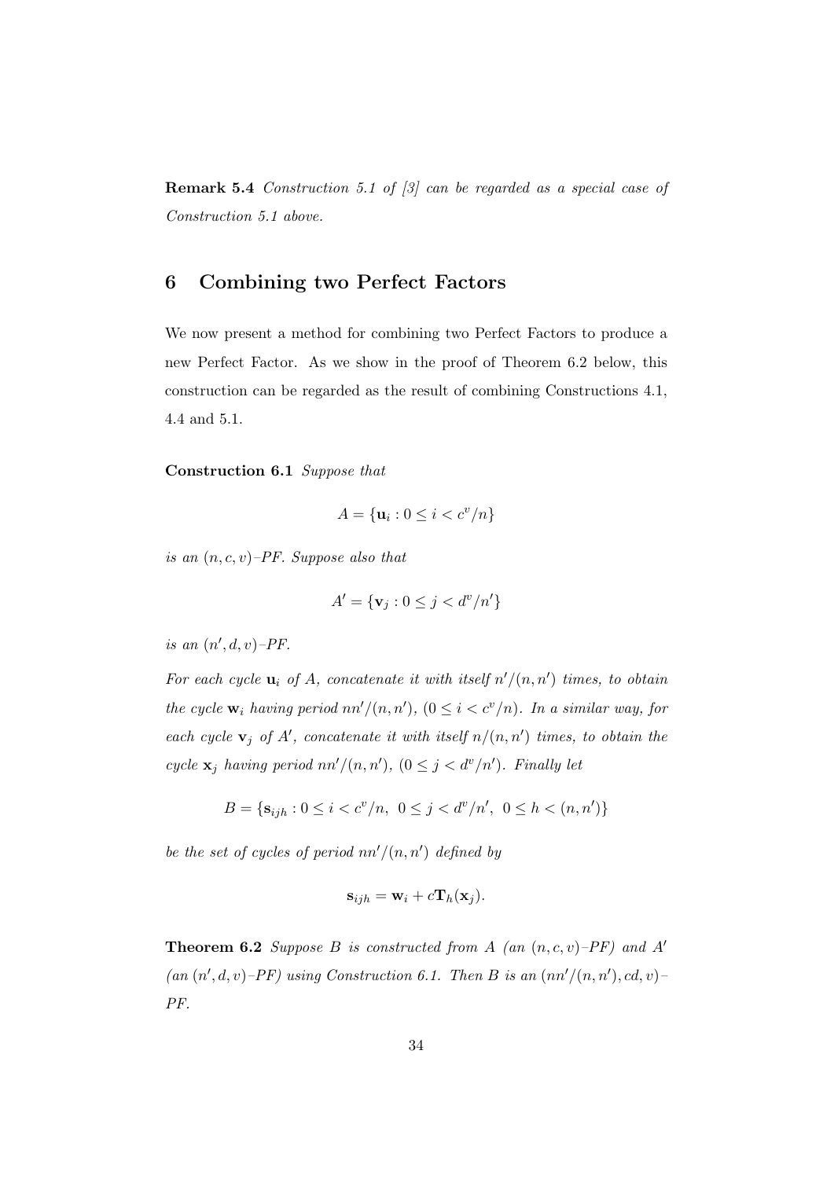**Remark 5.4** *Construction 5.1 of [3] can be regarded as a special case of Construction 5.1 above.*

## 6 Combining two Perfect Factors

We now present a method for combining two Perfect Factors to produce a new Perfect Factor. As we show in the proof of Theorem 6.2 below, this construction can be regarded as the result of combining Constructions 4.1, 4.4 and 5.1.

**Construction 6.1** *Suppose that*

$$A = \{\mathbf{u}_i : 0 \leq i < c^v/n\}$$

*is an $(n, c, v)$–PF. Suppose also that*

$$A' = \{\mathbf{v}_j : 0 \leq j < d^v/n'\}$$

*is an $(n', d, v)$–PF.*

*For each cycle $\mathbf{u}_i$ of $A$, concatenate it with itself $n'/(n, n')$ times, to obtain the cycle $\mathbf{w}_i$ having period $nn'/(n, n')$, $(0 \leq i < c^v/n)$. In a similar way, for each cycle $\mathbf{v}_j$ of $A'$, concatenate it with itself $n/(n, n')$ times, to obtain the cycle $\mathbf{x}_j$ having period $nn'/(n, n')$, $(0 \leq j < d^v/n')$. Finally let*

$$B = \{\mathbf{s}_{ijh} : 0 \leq i < c^v/n,\ \ 0 \leq j < d^v/n',\ \ 0 \leq h < (n, n')\}$$

*be the set of cycles of period $nn'/(n, n')$ defined by*

$$\mathbf{s}_{ijh} = \mathbf{w}_i + c\mathbf{T}_h(\mathbf{x}_j).$$

**Theorem 6.2** *Suppose $B$ is constructed from $A$ (an $(n, c, v)$–PF) and $A'$ (an $(n', d, v)$–PF) using Construction 6.1. Then $B$ is an $(nn'/(n, n'), cd, v)$–PF.*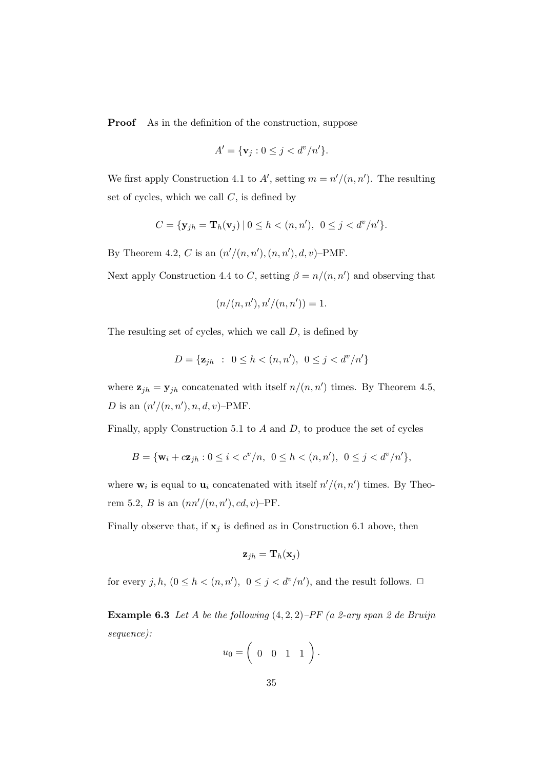**Proof** As in the definition of the construction, suppose

$$A' = \{\mathbf{v}_j : 0 \leq j < d^v/n'\}.$$

We first apply Construction 4.1 to $A'$, setting $m = n'/(n,n')$. The resulting set of cycles, which we call $C$, is defined by

$$C = \{\mathbf{y}_{jh} = \mathbf{T}_h(\mathbf{v}_j) \mid 0 \leq h < (n,n'),\ 0 \leq j < d^v/n'\}.$$

By Theorem 4.2, $C$ is an $(n'/(n,n'),(n,n'),d,v)$–PMF.

Next apply Construction 4.4 to $C$, setting $\beta = n/(n,n')$ and observing that

$$(n/(n,n'), n'/(n,n')) = 1.$$

The resulting set of cycles, which we call $D$, is defined by

$$D = \{\mathbf{z}_{jh}\ :\ 0 \leq h < (n,n'),\ 0 \leq j < d^v/n'\}$$

where $\mathbf{z}_{jh} = \mathbf{y}_{jh}$ concatenated with itself $n/(n,n')$ times. By Theorem 4.5, $D$ is an $(n'/(n,n'),n,d,v)$–PMF.

Finally, apply Construction 5.1 to $A$ and $D$, to produce the set of cycles

$$B = \{\mathbf{w}_i + c\mathbf{z}_{jh} : 0 \leq i < c^v/n,\ 0 \leq h < (n,n'),\ 0 \leq j < d^v/n'\},$$

where $\mathbf{w}_i$ is equal to $\mathbf{u}_i$ concatenated with itself $n'/(n,n')$ times. By Theorem 5.2, $B$ is an $(nn'/(n,n'),cd,v)$–PF.

Finally observe that, if $\mathbf{x}_j$ is defined as in Construction 6.1 above, then

$$\mathbf{z}_{jh} = \mathbf{T}_h(\mathbf{x}_j)$$

for every $j,h$, $(0 \leq h < (n,n'),\ 0 \leq j < d^v/n')$, and the result follows. $\Box$

**Example 6.3** *Let $A$ be the following $(4,2,2)$–PF (a 2-ary span 2 de Bruijn sequence):*

$$u_0 = \begin{pmatrix} 0 & 0 & 1 & 1 \end{pmatrix}.$$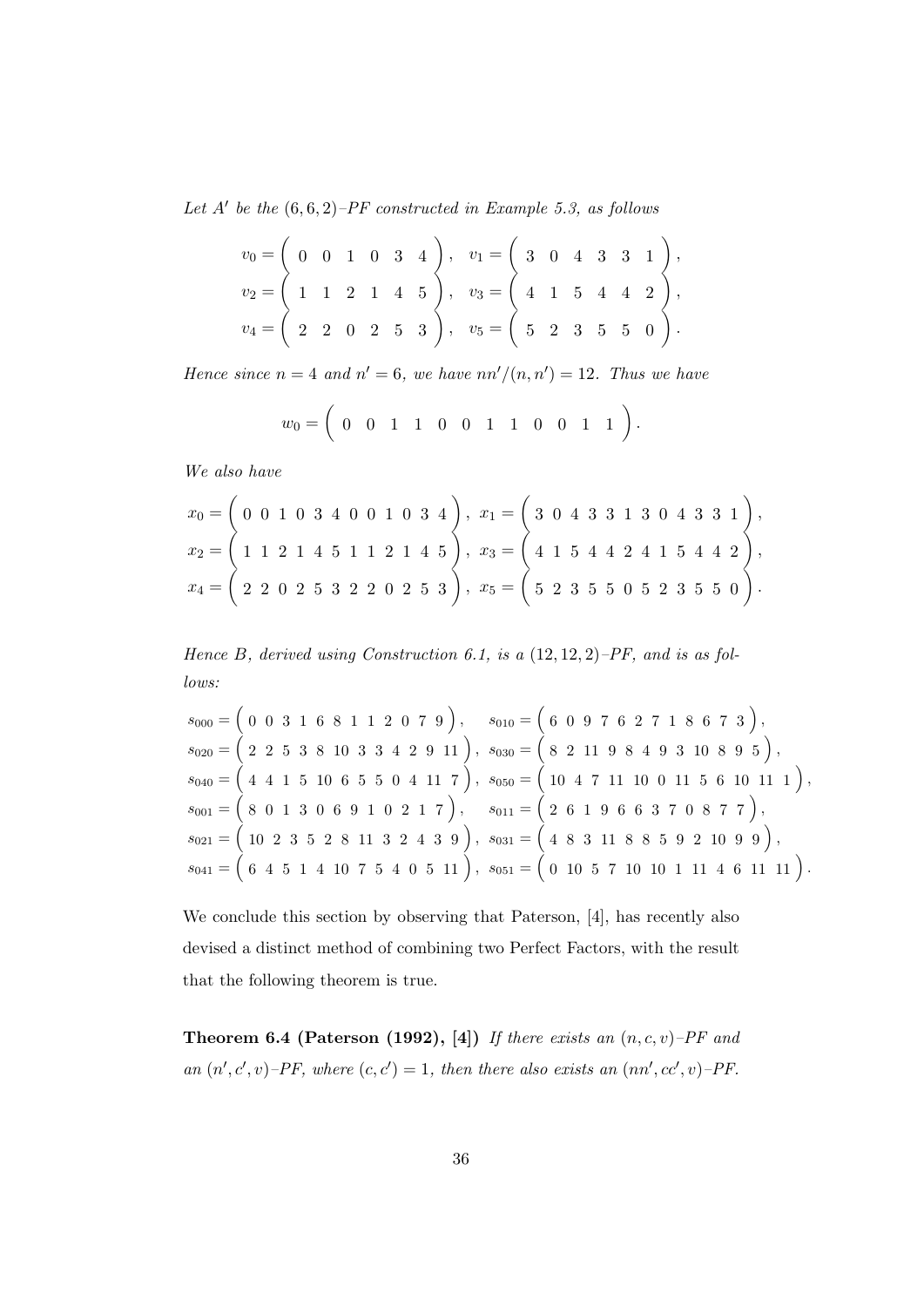*Let $A'$ be the $(6,6,2)$–PF constructed in Example 5.3, as follows*

$$v_0 = \begin{pmatrix} 0 & 0 & 1 & 0 & 3 & 4 \end{pmatrix}, \quad v_1 = \begin{pmatrix} 3 & 0 & 4 & 3 & 3 & 1 \end{pmatrix},$$
$$v_2 = \begin{pmatrix} 1 & 1 & 2 & 1 & 4 & 5 \end{pmatrix}, \quad v_3 = \begin{pmatrix} 4 & 1 & 5 & 4 & 4 & 2 \end{pmatrix},$$
$$v_4 = \begin{pmatrix} 2 & 2 & 0 & 2 & 5 & 3 \end{pmatrix}, \quad v_5 = \begin{pmatrix} 5 & 2 & 3 & 5 & 5 & 0 \end{pmatrix}.$$

*Hence since $n = 4$ and $n' = 6$, we have $nn'/(n,n') = 12$. Thus we have*

$$w_0 = \begin{pmatrix} 0 & 0 & 1 & 1 & 0 & 0 & 1 & 1 & 0 & 0 & 1 & 1 \end{pmatrix}.$$

*We also have*

$$x_0 = \begin{pmatrix} 0\ 0\ 1\ 0\ 3\ 4\ 0\ 0\ 1\ 0\ 3\ 4 \end{pmatrix}, \ x_1 = \begin{pmatrix} 3\ 0\ 4\ 3\ 3\ 1\ 3\ 0\ 4\ 3\ 3\ 1 \end{pmatrix},$$
$$x_2 = \begin{pmatrix} 1\ 1\ 2\ 1\ 4\ 5\ 1\ 1\ 2\ 1\ 4\ 5 \end{pmatrix}, \ x_3 = \begin{pmatrix} 4\ 1\ 5\ 4\ 4\ 2\ 4\ 1\ 5\ 4\ 4\ 2 \end{pmatrix},$$
$$x_4 = \begin{pmatrix} 2\ 2\ 0\ 2\ 5\ 3\ 2\ 2\ 0\ 2\ 5\ 3 \end{pmatrix}, \ x_5 = \begin{pmatrix} 5\ 2\ 3\ 5\ 5\ 0\ 5\ 2\ 3\ 5\ 5\ 0 \end{pmatrix}.$$

*Hence $B$, derived using Construction 6.1, is a $(12,12,2)$–PF, and is as follows:*

$$s_{000} = \begin{pmatrix} 0\ 0\ 3\ 1\ 6\ 8\ 1\ 1\ 2\ 0\ 7\ 9 \end{pmatrix}, \quad s_{010} = \begin{pmatrix} 6\ 0\ 9\ 7\ 6\ 2\ 7\ 1\ 8\ 6\ 7\ 3 \end{pmatrix},$$
$$s_{020} = \begin{pmatrix} 2\ 2\ 5\ 3\ 8\ 10\ 3\ 3\ 4\ 2\ 9\ 11 \end{pmatrix}, \ s_{030} = \begin{pmatrix} 8\ 2\ 11\ 9\ 8\ 4\ 9\ 3\ 10\ 8\ 9\ 5 \end{pmatrix},$$
$$s_{040} = \begin{pmatrix} 4\ 4\ 1\ 5\ 10\ 6\ 5\ 5\ 0\ 4\ 11\ 7 \end{pmatrix}, \ s_{050} = \begin{pmatrix} 10\ 4\ 7\ 11\ 10\ 0\ 11\ 5\ 6\ 10\ 11\ 1 \end{pmatrix},$$
$$s_{001} = \begin{pmatrix} 8\ 0\ 1\ 3\ 0\ 6\ 9\ 1\ 0\ 2\ 1\ 7 \end{pmatrix}, \quad s_{011} = \begin{pmatrix} 2\ 6\ 1\ 9\ 6\ 6\ 3\ 7\ 0\ 8\ 7\ 7 \end{pmatrix},$$
$$s_{021} = \begin{pmatrix} 10\ 2\ 3\ 5\ 2\ 8\ 11\ 3\ 2\ 4\ 3\ 9 \end{pmatrix}, \ s_{031} = \begin{pmatrix} 4\ 8\ 3\ 11\ 8\ 8\ 5\ 9\ 2\ 10\ 9\ 9 \end{pmatrix},$$
$$s_{041} = \begin{pmatrix} 6\ 4\ 5\ 1\ 4\ 10\ 7\ 5\ 4\ 0\ 5\ 11 \end{pmatrix}, \ s_{051} = \begin{pmatrix} 0\ 10\ 5\ 7\ 10\ 10\ 1\ 11\ 4\ 6\ 11\ 11 \end{pmatrix}.$$

We conclude this section by observing that Paterson, [4], has recently also devised a distinct method of combining two Perfect Factors, with the result that the following theorem is true.

**Theorem 6.4 (Paterson (1992), [4])** *If there exists an $(n,c,v)$–PF and an $(n',c',v)$–PF, where $(c,c') = 1$, then there also exists an $(nn',cc',v)$–PF.*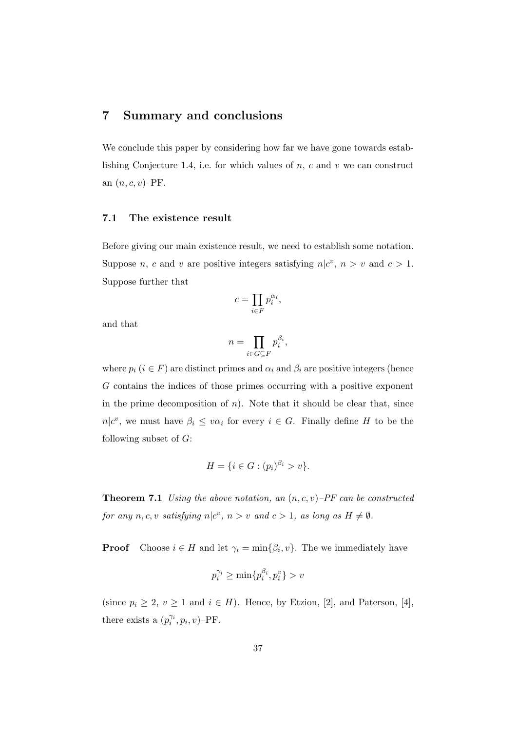# 7 Summary and conclusions

We conclude this paper by considering how far we have gone towards establishing Conjecture 1.4, i.e. for which values of $n$, $c$ and $v$ we can construct an $(n, c, v)$–PF.

## 7.1 The existence result

Before giving our main existence result, we need to establish some notation. Suppose $n$, $c$ and $v$ are positive integers satisfying $n|c^v$, $n > v$ and $c > 1$. Suppose further that

$$c = \prod_{i \in F} p_i^{\alpha_i},$$

and that

$$n = \prod_{i \in G \subseteq F} p_i^{\beta_i},$$

where $p_i$ ($i \in F$) are distinct primes and $\alpha_i$ and $\beta_i$ are positive integers (hence $G$ contains the indices of those primes occurring with a positive exponent in the prime decomposition of $n$). Note that it should be clear that, since $n|c^v$, we must have $\beta_i \leq v\alpha_i$ for every $i \in G$. Finally define $H$ to be the following subset of $G$:

$$H = \{i \in G : (p_i)^{\beta_i} > v\}.$$

**Theorem 7.1** *Using the above notation, an $(n, c, v)$–PF can be constructed for any $n, c, v$ satisfying $n|c^v$, $n > v$ and $c > 1$, as long as $H \neq \emptyset$.*

**Proof** Choose $i \in H$ and let $\gamma_i = \min\{\beta_i, v\}$. The we immediately have

$$p_i^{\gamma_i} \geq \min\{p_i^{\beta_i}, p_i^v\} > v$$

(since $p_i \geq 2$, $v \geq 1$ and $i \in H$). Hence, by Etzion, [2], and Paterson, [4], there exists a $(p_i^{\gamma_i}, p_i, v)$–PF.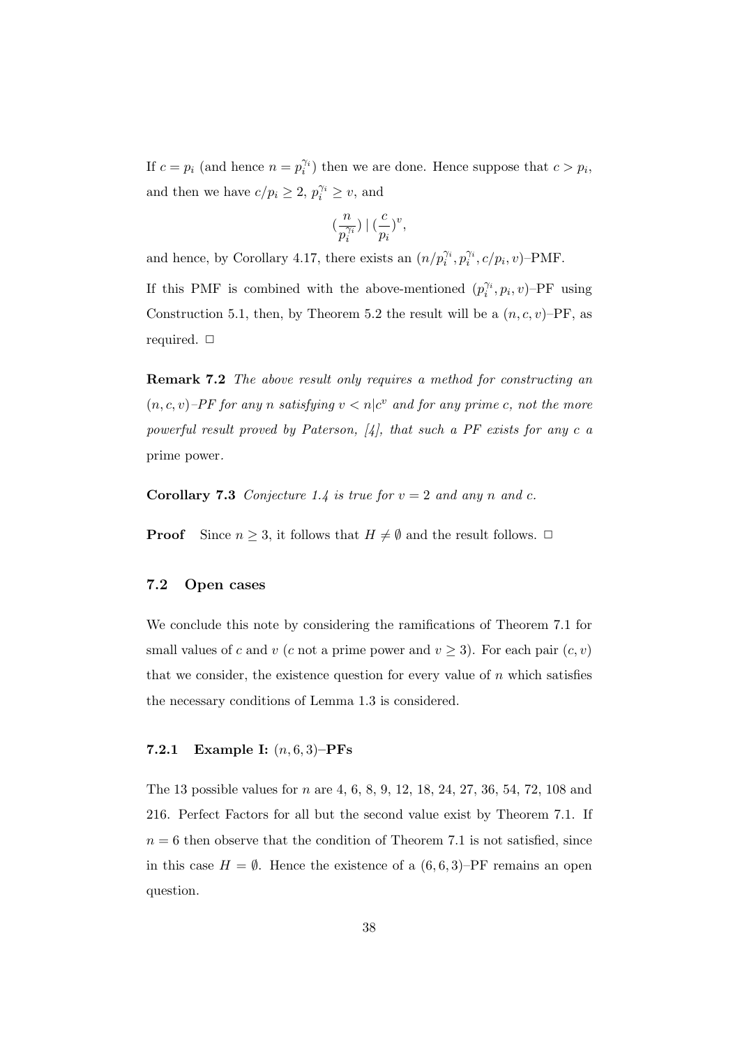If $c = p_i$ (and hence $n = p_i^{\gamma_i}$) then we are done. Hence suppose that $c > p_i$, and then we have $c/p_i \geq 2$, $p_i^{\gamma_i} \geq v$, and

$$(\frac{n}{p_i^{\gamma_i}}) \mid (\frac{c}{p_i})^v,$$

and hence, by Corollary 4.17, there exists an $(n/p_i^{\gamma_i}, p_i^{\gamma_i}, c/p_i, v)$–PMF.

If this PMF is combined with the above-mentioned $(p_i^{\gamma_i}, p_i, v)$–PF using Construction 5.1, then, by Theorem 5.2 the result will be a $(n, c, v)$–PF, as required. □

**Remark 7.2** *The above result only requires a method for constructing an $(n, c, v)$–PF for any $n$ satisfying $v < n|c^v$ and for any prime $c$, not the more powerful result proved by Paterson, [4], that such a PF exists for any $c$ a* prime power.

**Corollary 7.3** *Conjecture 1.4 is true for $v = 2$ and any $n$ and $c$.*

**Proof** Since $n \geq 3$, it follows that $H \neq \emptyset$ and the result follows. □

### 7.2 Open cases

We conclude this note by considering the ramifications of Theorem 7.1 for small values of $c$ and $v$ ($c$ not a prime power and $v \geq 3$). For each pair $(c, v)$ that we consider, the existence question for every value of $n$ which satisfies the necessary conditions of Lemma 1.3 is considered.

#### 7.2.1 Example I: $(n, 6, 3)$–PFs

The 13 possible values for $n$ are 4, 6, 8, 9, 12, 18, 24, 27, 36, 54, 72, 108 and 216. Perfect Factors for all but the second value exist by Theorem 7.1. If $n = 6$ then observe that the condition of Theorem 7.1 is not satisfied, since in this case $H = \emptyset$. Hence the existence of a $(6, 6, 3)$–PF remains an open question.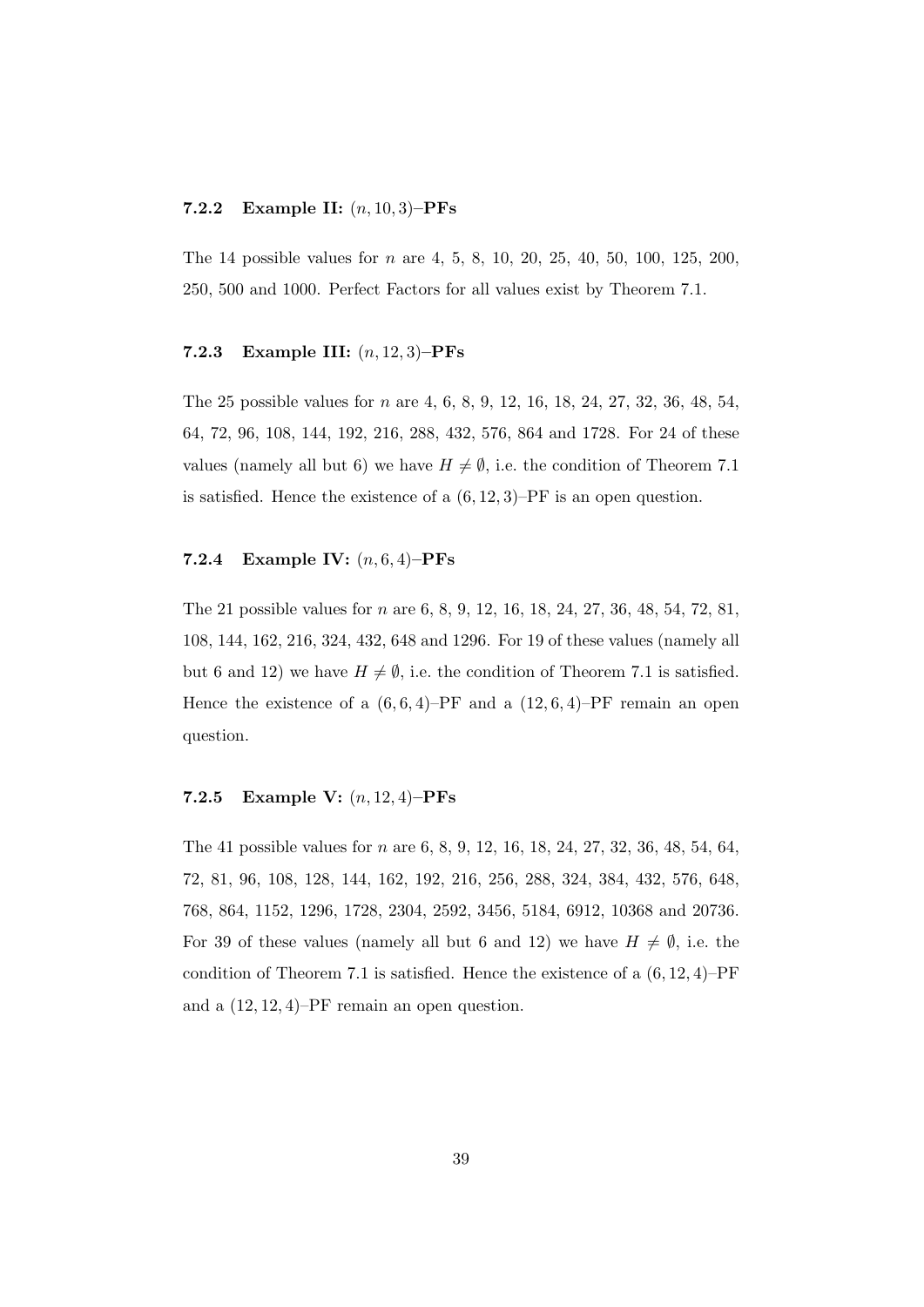### 7.2.2 Example II: $(n, 10, 3)$–PFs

The 14 possible values for $n$ are 4, 5, 8, 10, 20, 25, 40, 50, 100, 125, 200, 250, 500 and 1000. Perfect Factors for all values exist by Theorem 7.1.

### 7.2.3 Example III: $(n, 12, 3)$–PFs

The 25 possible values for $n$ are 4, 6, 8, 9, 12, 16, 18, 24, 27, 32, 36, 48, 54, 64, 72, 96, 108, 144, 192, 216, 288, 432, 576, 864 and 1728. For 24 of these values (namely all but 6) we have $H \neq \emptyset$, i.e. the condition of Theorem 7.1 is satisfied. Hence the existence of a $(6, 12, 3)$–PF is an open question.

### 7.2.4 Example IV: $(n, 6, 4)$–PFs

The 21 possible values for $n$ are 6, 8, 9, 12, 16, 18, 24, 27, 36, 48, 54, 72, 81, 108, 144, 162, 216, 324, 432, 648 and 1296. For 19 of these values (namely all but 6 and 12) we have $H \neq \emptyset$, i.e. the condition of Theorem 7.1 is satisfied. Hence the existence of a $(6, 6, 4)$–PF and a $(12, 6, 4)$–PF remain an open question.

### 7.2.5 Example V: $(n, 12, 4)$–PFs

The 41 possible values for $n$ are 6, 8, 9, 12, 16, 18, 24, 27, 32, 36, 48, 54, 64, 72, 81, 96, 108, 128, 144, 162, 192, 216, 256, 288, 324, 384, 432, 576, 648, 768, 864, 1152, 1296, 1728, 2304, 2592, 3456, 5184, 6912, 10368 and 20736. For 39 of these values (namely all but 6 and 12) we have $H \neq \emptyset$, i.e. the condition of Theorem 7.1 is satisfied. Hence the existence of a $(6, 12, 4)$–PF and a $(12, 12, 4)$–PF remain an open question.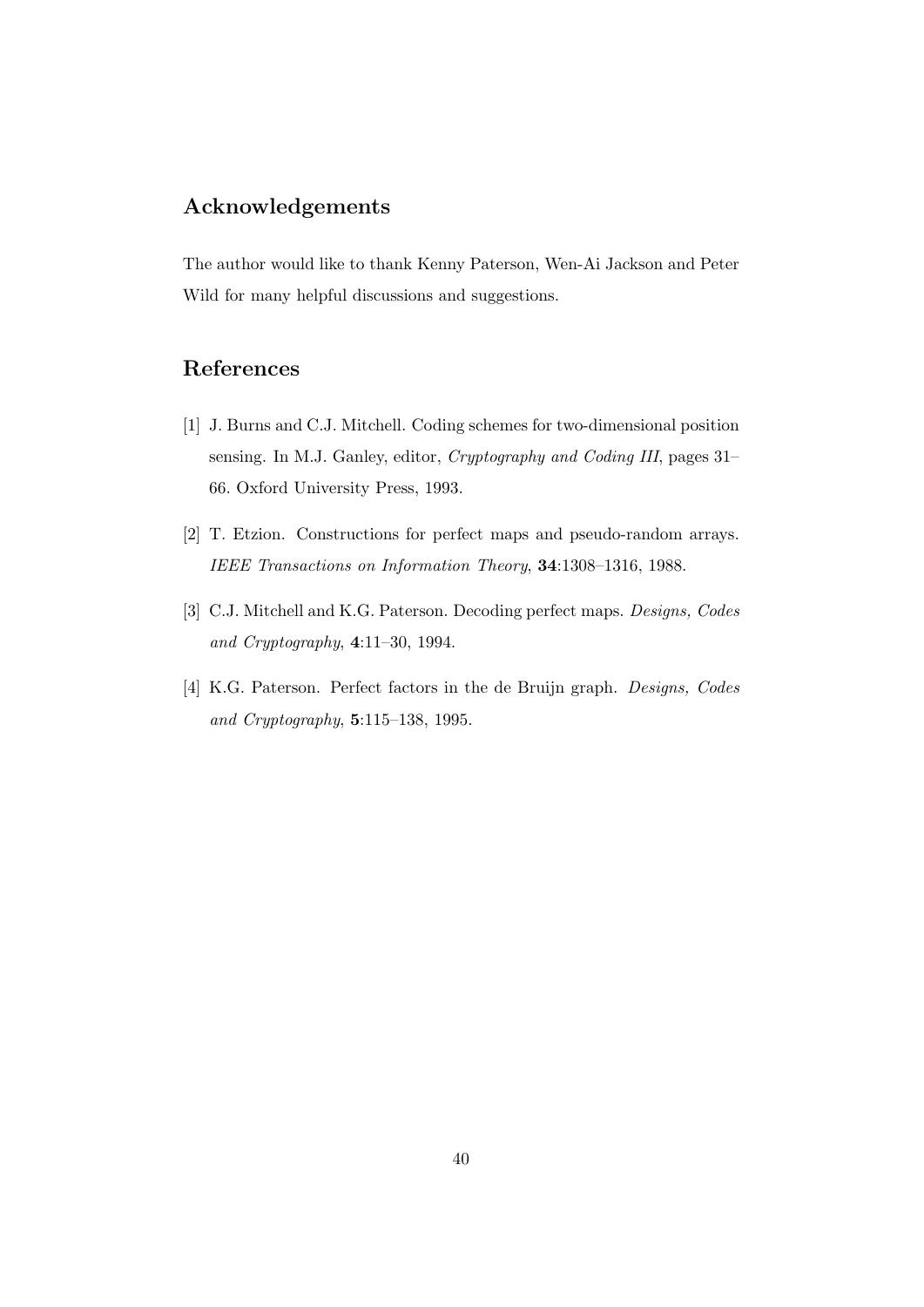## Acknowledgements

The author would like to thank Kenny Paterson, Wen-Ai Jackson and Peter Wild for many helpful discussions and suggestions.

## References

[1] J. Burns and C.J. Mitchell. Coding schemes for two-dimensional position sensing. In M.J. Ganley, editor, *Cryptography and Coding III*, pages 31–66. Oxford University Press, 1993.

[2] T. Etzion. Constructions for perfect maps and pseudo-random arrays. *IEEE Transactions on Information Theory*, **34**:1308–1316, 1988.

[3] C.J. Mitchell and K.G. Paterson. Decoding perfect maps. *Designs, Codes and Cryptography*, **4**:11–30, 1994.

[4] K.G. Paterson. Perfect factors in the de Bruijn graph. *Designs, Codes and Cryptography*, **5**:115–138, 1995.